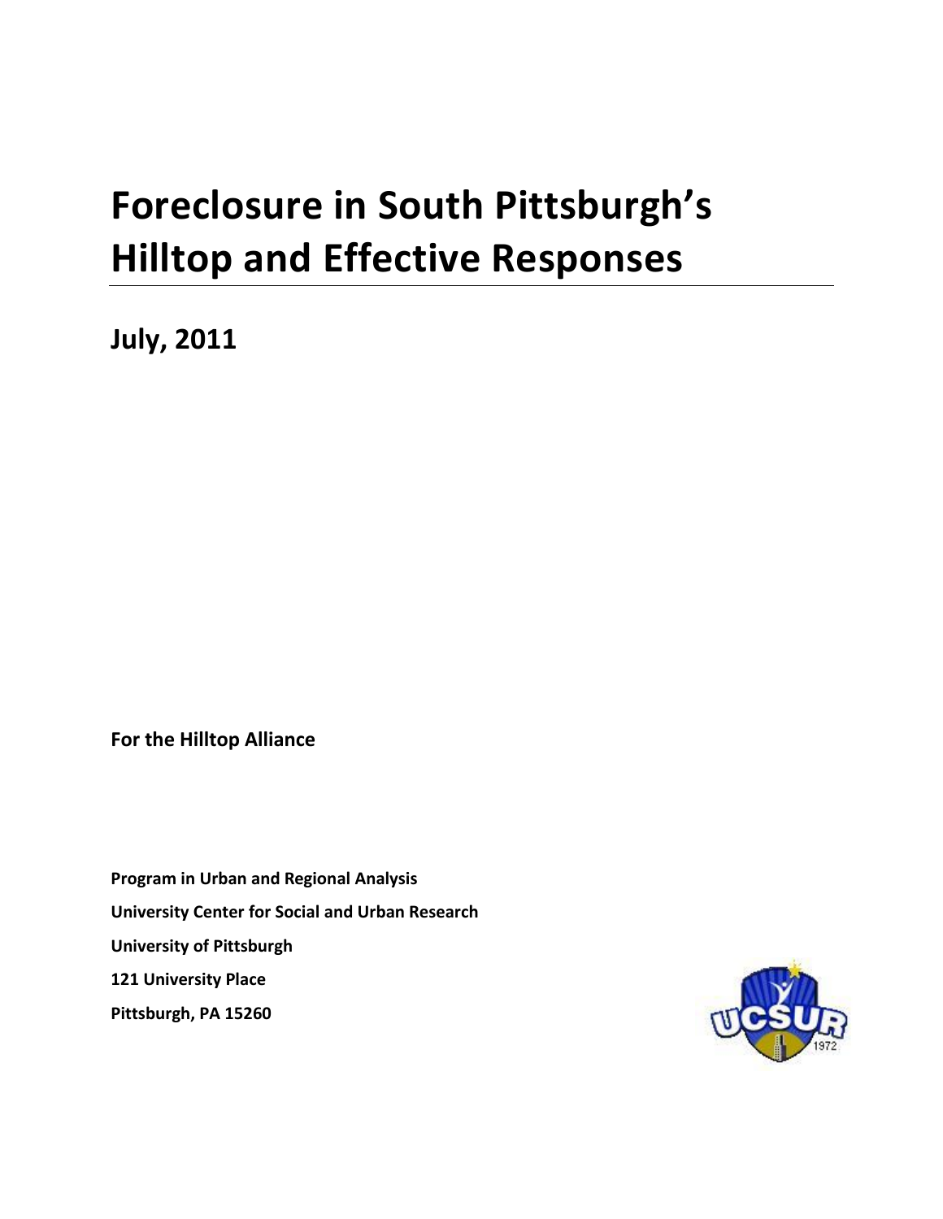# Foreclosure in South Pittsburgh's Hilltop and Effective Responses

**July, 2011**

**For the Hilltop Alliance**

**Program in Urban and Regional Analysis**

**University Center for Social and Urban Research**

**University of Pittsburgh**

**121 University Place**

**Pittsburgh, PA 15260**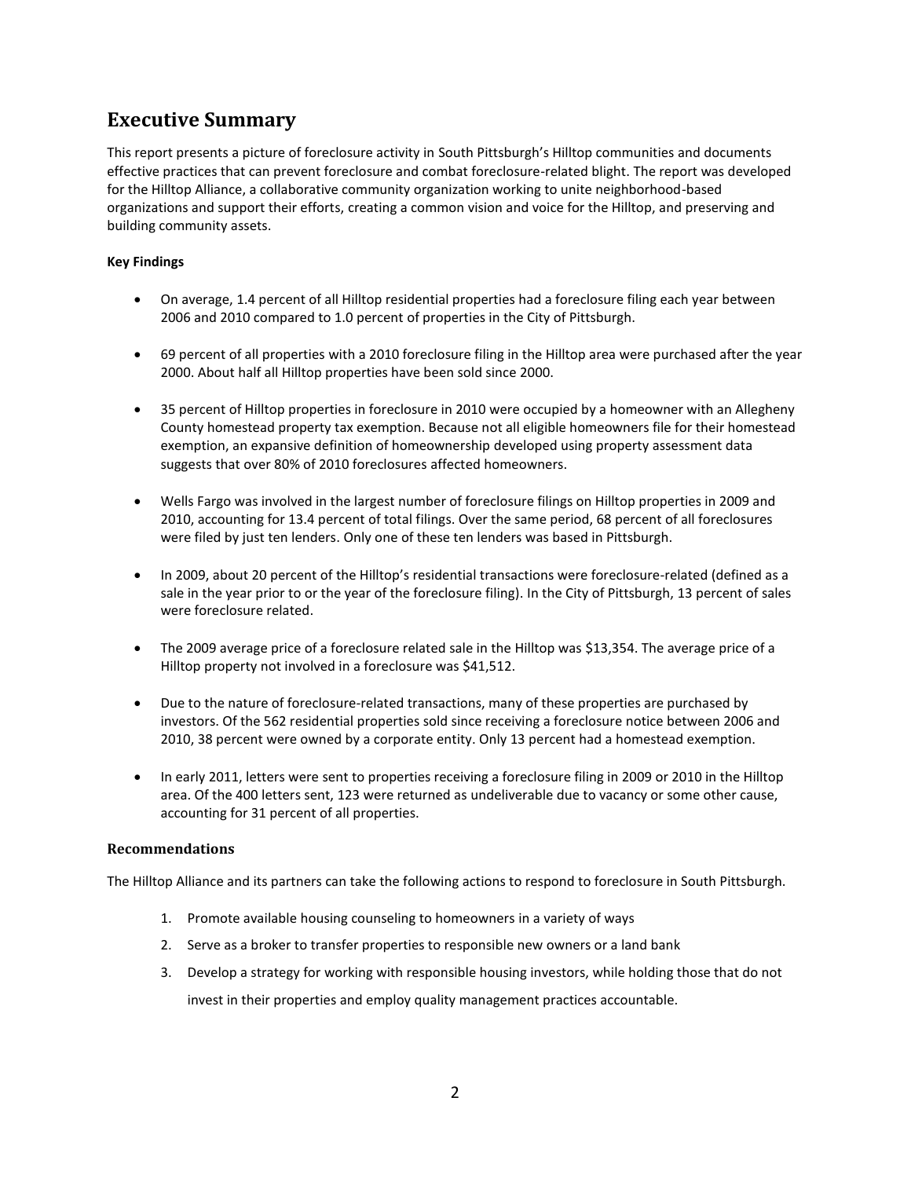# Executive Summary

This report presents a picture of foreclosure activity in South Pittsburgh's Hilltop communities and documents effective practices that can prevent foreclosure and combat foreclosure-related blight. The report was developed for the Hilltop Alliance, a collaborative community organization working to unite neighborhood-based organizations and support their efforts, creating a common vision and voice for the Hilltop, and preserving and building community assets.

**Key Findings**

- On average, 1.4 percent of all Hilltop residential properties had a foreclosure filing each year between 2006 and 2010 compared to 1.0 percent of properties in the City of Pittsburgh.
- 69 percent of all properties with a 2010 foreclosure filing in the Hilltop area were purchased after the year 2000. About half all Hilltop properties have been sold since 2000.
- 35 percent of Hilltop properties in foreclosure in 2010 were occupied by a homeowner with an Allegheny County homestead property tax exemption. Because not all eligible homeowners file for their homestead exemption, an expansive definition of homeownership developed using property assessment data suggests that over 80% of 2010 foreclosures affected homeowners.
- Wells Fargo was involved in the largest number of foreclosure filings on Hilltop properties in 2009 and 2010, accounting for 13.4 percent of total filings. Over the same period, 68 percent of all foreclosures were filed by just ten lenders. Only one of these ten lenders was based in Pittsburgh.
- In 2009, about 20 percent of the Hilltop's residential transactions were foreclosure-related (defined as a sale in the year prior to or the year of the foreclosure filing). In the City of Pittsburgh, 13 percent of sales were foreclosure related.
- The 2009 average price of a foreclosure related sale in the Hilltop was $13,354. The average price of a Hilltop property not involved in a foreclosure was $41,512.
- Due to the nature of foreclosure-related transactions, many of these properties are purchased by investors. Of the 562 residential properties sold since receiving a foreclosure notice between 2006 and 2010, 38 percent were owned by a corporate entity. Only 13 percent had a homestead exemption.
- In early 2011, letters were sent to properties receiving a foreclosure filing in 2009 or 2010 in the Hilltop area. Of the 400 letters sent, 123 were returned as undeliverable due to vacancy or some other cause, accounting for 31 percent of all properties.

### Recommendations

The Hilltop Alliance and its partners can take the following actions to respond to foreclosure in South Pittsburgh.

1. Promote available housing counseling to homeowners in a variety of ways
2. Serve as a broker to transfer properties to responsible new owners or a land bank
3. Develop a strategy for working with responsible housing investors, while holding those that do not invest in their properties and employ quality management practices accountable.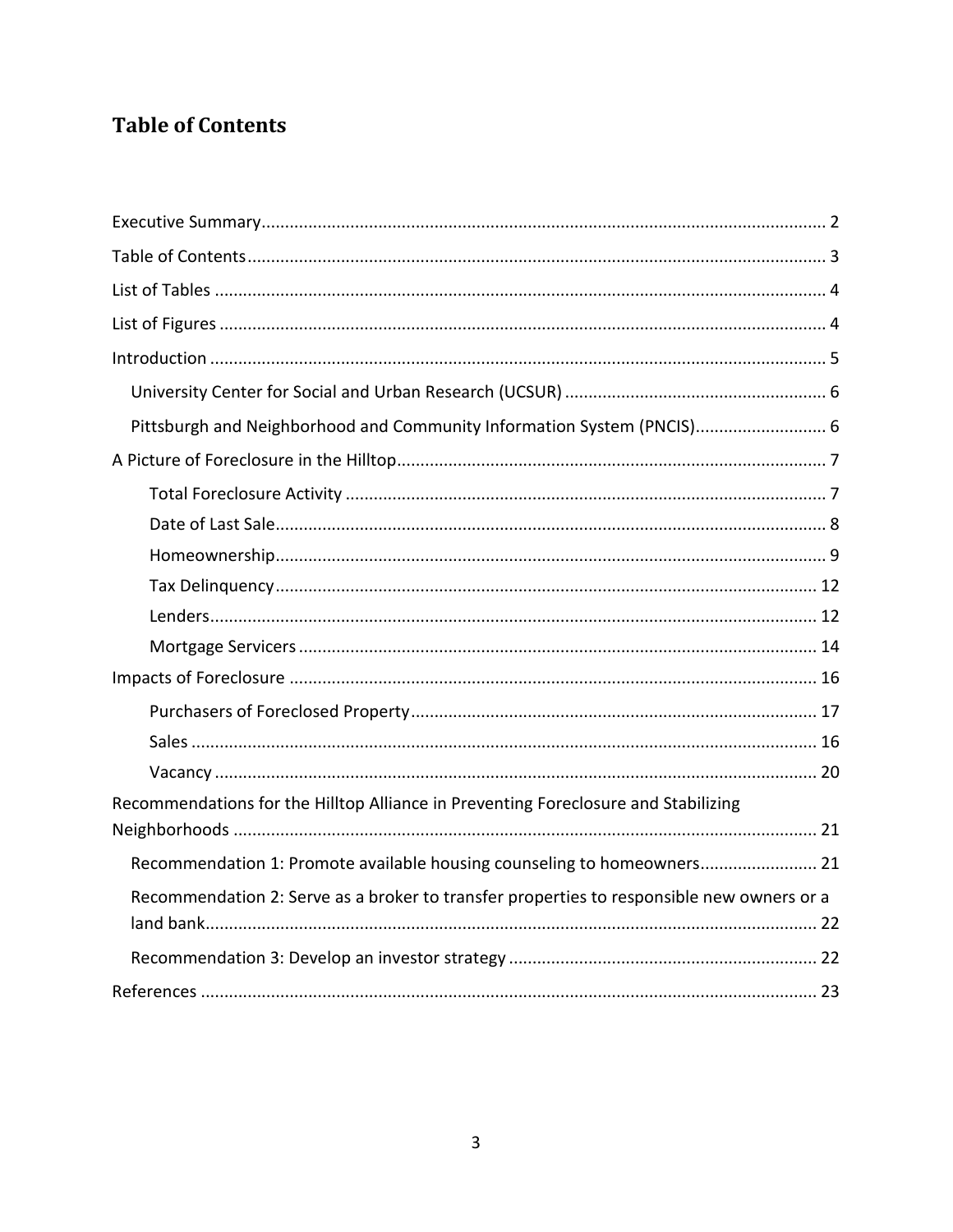# Table of Contents

Executive Summary........................................................................................................................ 2

Table of Contents........................................................................................................................... 3

List of Tables .................................................................................................................................. 4

List of Figures ................................................................................................................................. 4

Introduction ................................................................................................................................... 5

- University Center for Social and Urban Research (UCSUR) ........................................................ 6
- Pittsburgh and Neighborhood and Community Information System (PNCIS)............................ 6

A Picture of Foreclosure in the Hilltop........................................................................................... 7

- Total Foreclosure Activity ...................................................................................................... 7
- Date of Last Sale..................................................................................................................... 8
- Homeownership..................................................................................................................... 9
- Tax Delinquency................................................................................................................... 12
- Lenders................................................................................................................................. 12
- Mortgage Servicers .............................................................................................................. 14

Impacts of Foreclosure ................................................................................................................ 16

- Purchasers of Foreclosed Property...................................................................................... 17
- Sales ..................................................................................................................................... 16
- Vacancy ................................................................................................................................ 20

Recommendations for the Hilltop Alliance in Preventing Foreclosure and Stabilizing Neighborhoods ............................................................................................................................ 21

- Recommendation 1: Promote available housing counseling to homeowners......................... 21
- Recommendation 2: Serve as a broker to transfer properties to responsible new owners or a land bank................................................................................................................................... 22
- Recommendation 3: Develop an investor strategy ................................................................. 22

References ................................................................................................................................... 23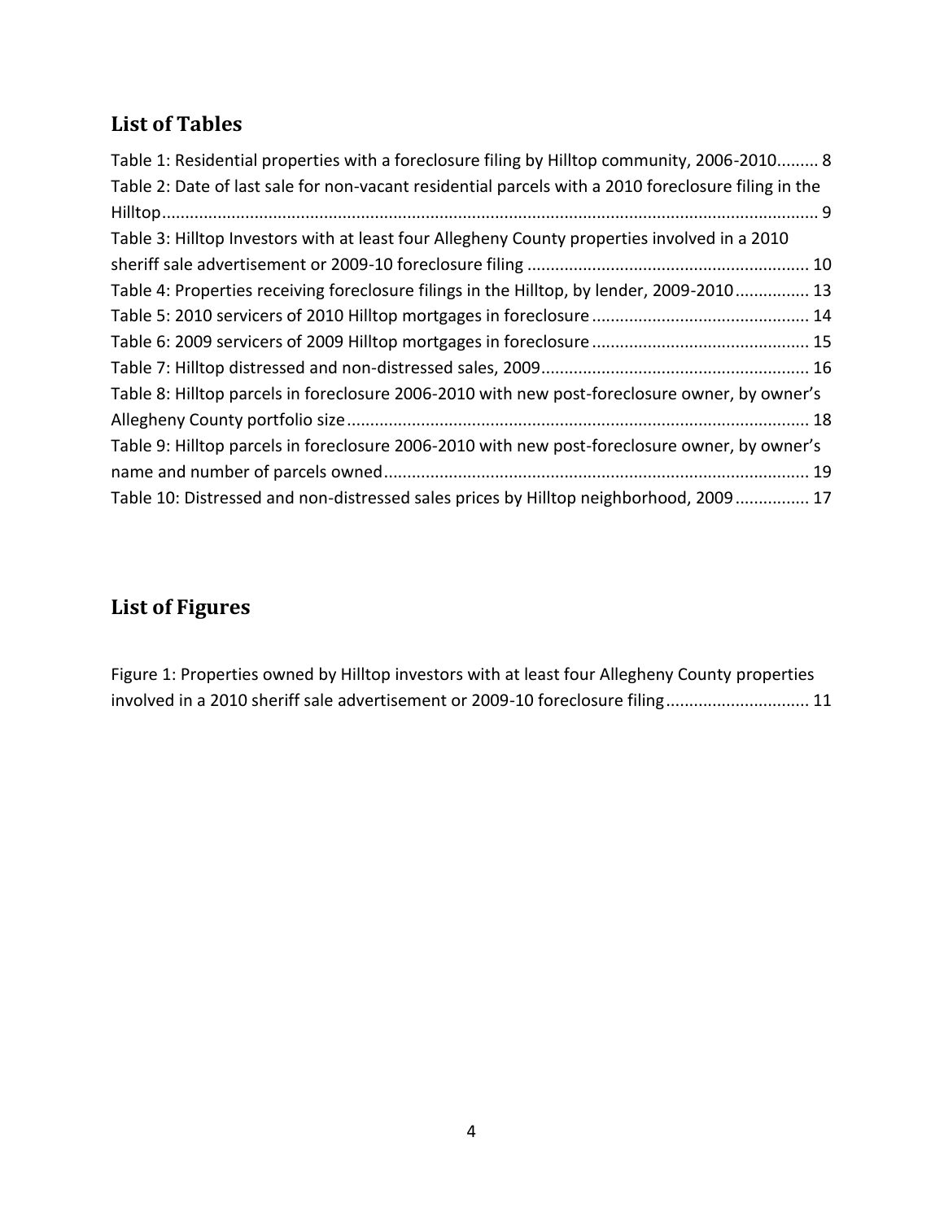## List of Tables

Table 1: Residential properties with a foreclosure filing by Hilltop community, 2006-2010......... 8

Table 2: Date of last sale for non-vacant residential parcels with a 2010 foreclosure filing in the Hilltop.............................................................................................................................................. 9

Table 3: Hilltop Investors with at least four Allegheny County properties involved in a 2010 sheriff sale advertisement or 2009-10 foreclosure filing ............................................................ 10

Table 4: Properties receiving foreclosure filings in the Hilltop, by lender, 2009-2010................ 13

Table 5: 2010 servicers of 2010 Hilltop mortgages in foreclosure .............................................. 14

Table 6: 2009 servicers of 2009 Hilltop mortgages in foreclosure .............................................. 15

Table 7: Hilltop distressed and non-distressed sales, 2009......................................................... 16

Table 8: Hilltop parcels in foreclosure 2006-2010 with new post-foreclosure owner, by owner's Allegheny County portfolio size.................................................................................................. 18

Table 9: Hilltop parcels in foreclosure 2006-2010 with new post-foreclosure owner, by owner's name and number of parcels owned........................................................................................... 19

Table 10: Distressed and non-distressed sales prices by Hilltop neighborhood, 2009................ 17

## List of Figures

Figure 1: Properties owned by Hilltop investors with at least four Allegheny County properties involved in a 2010 sheriff sale advertisement or 2009-10 foreclosure filing.............................. 11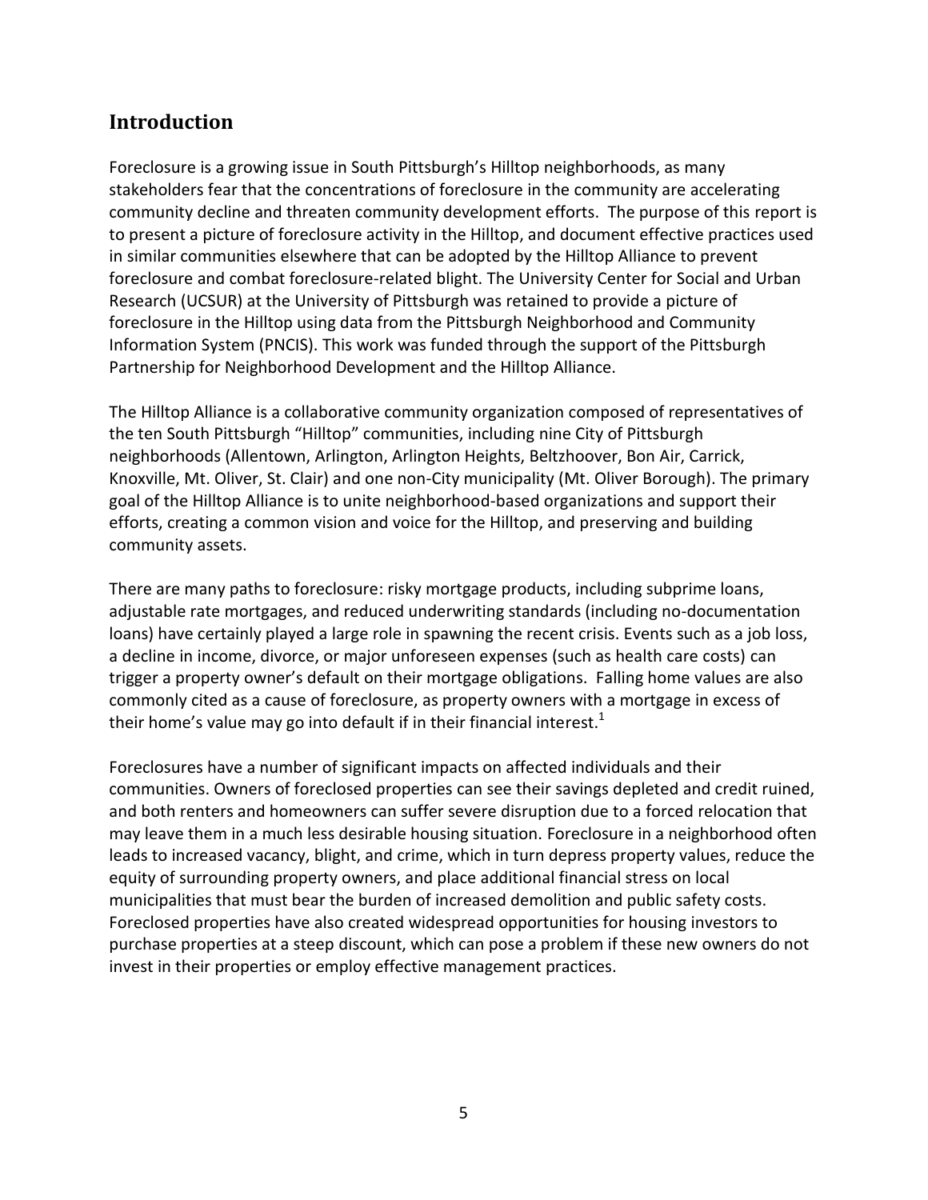## Introduction

Foreclosure is a growing issue in South Pittsburgh's Hilltop neighborhoods, as many stakeholders fear that the concentrations of foreclosure in the community are accelerating community decline and threaten community development efforts. The purpose of this report is to present a picture of foreclosure activity in the Hilltop, and document effective practices used in similar communities elsewhere that can be adopted by the Hilltop Alliance to prevent foreclosure and combat foreclosure-related blight. The University Center for Social and Urban Research (UCSUR) at the University of Pittsburgh was retained to provide a picture of foreclosure in the Hilltop using data from the Pittsburgh Neighborhood and Community Information System (PNCIS). This work was funded through the support of the Pittsburgh Partnership for Neighborhood Development and the Hilltop Alliance.

The Hilltop Alliance is a collaborative community organization composed of representatives of the ten South Pittsburgh "Hilltop" communities, including nine City of Pittsburgh neighborhoods (Allentown, Arlington, Arlington Heights, Beltzhoover, Bon Air, Carrick, Knoxville, Mt. Oliver, St. Clair) and one non-City municipality (Mt. Oliver Borough). The primary goal of the Hilltop Alliance is to unite neighborhood-based organizations and support their efforts, creating a common vision and voice for the Hilltop, and preserving and building community assets.

There are many paths to foreclosure: risky mortgage products, including subprime loans, adjustable rate mortgages, and reduced underwriting standards (including no-documentation loans) have certainly played a large role in spawning the recent crisis. Events such as a job loss, a decline in income, divorce, or major unforeseen expenses (such as health care costs) can trigger a property owner's default on their mortgage obligations. Falling home values are also commonly cited as a cause of foreclosure, as property owners with a mortgage in excess of their home's value may go into default if in their financial interest.[1]

Foreclosures have a number of significant impacts on affected individuals and their communities. Owners of foreclosed properties can see their savings depleted and credit ruined, and both renters and homeowners can suffer severe disruption due to a forced relocation that may leave them in a much less desirable housing situation. Foreclosure in a neighborhood often leads to increased vacancy, blight, and crime, which in turn depress property values, reduce the equity of surrounding property owners, and place additional financial stress on local municipalities that must bear the burden of increased demolition and public safety costs. Foreclosed properties have also created widespread opportunities for housing investors to purchase properties at a steep discount, which can pose a problem if these new owners do not invest in their properties or employ effective management practices.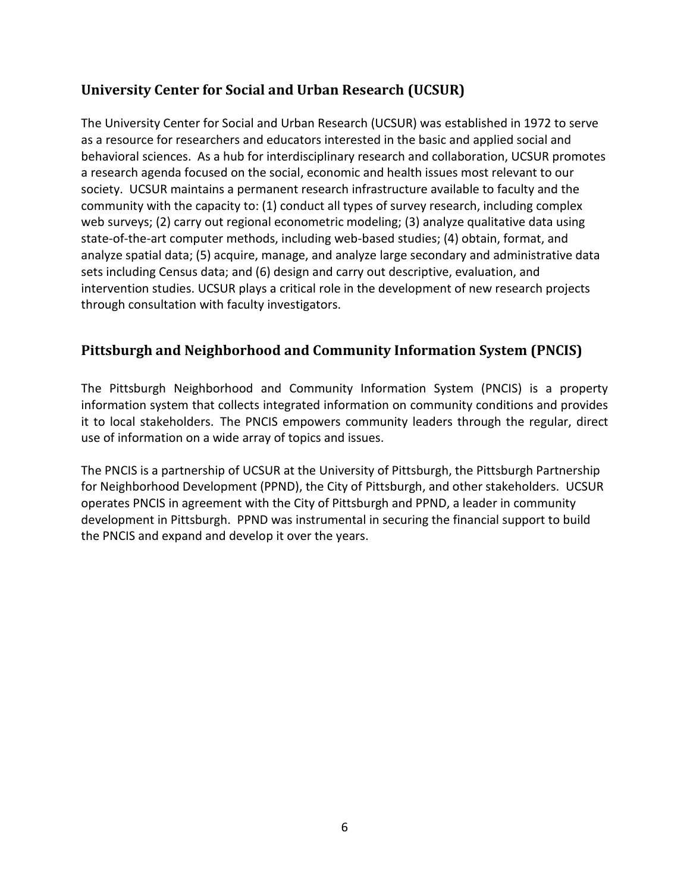## University Center for Social and Urban Research (UCSUR)

The University Center for Social and Urban Research (UCSUR) was established in 1972 to serve as a resource for researchers and educators interested in the basic and applied social and behavioral sciences. As a hub for interdisciplinary research and collaboration, UCSUR promotes a research agenda focused on the social, economic and health issues most relevant to our society. UCSUR maintains a permanent research infrastructure available to faculty and the community with the capacity to: (1) conduct all types of survey research, including complex web surveys; (2) carry out regional econometric modeling; (3) analyze qualitative data using state-of-the-art computer methods, including web-based studies; (4) obtain, format, and analyze spatial data; (5) acquire, manage, and analyze large secondary and administrative data sets including Census data; and (6) design and carry out descriptive, evaluation, and intervention studies. UCSUR plays a critical role in the development of new research projects through consultation with faculty investigators.

## Pittsburgh and Neighborhood and Community Information System (PNCIS)

The Pittsburgh Neighborhood and Community Information System (PNCIS) is a property information system that collects integrated information on community conditions and provides it to local stakeholders. The PNCIS empowers community leaders through the regular, direct use of information on a wide array of topics and issues.

The PNCIS is a partnership of UCSUR at the University of Pittsburgh, the Pittsburgh Partnership for Neighborhood Development (PPND), the City of Pittsburgh, and other stakeholders. UCSUR operates PNCIS in agreement with the City of Pittsburgh and PPND, a leader in community development in Pittsburgh. PPND was instrumental in securing the financial support to build the PNCIS and expand and develop it over the years.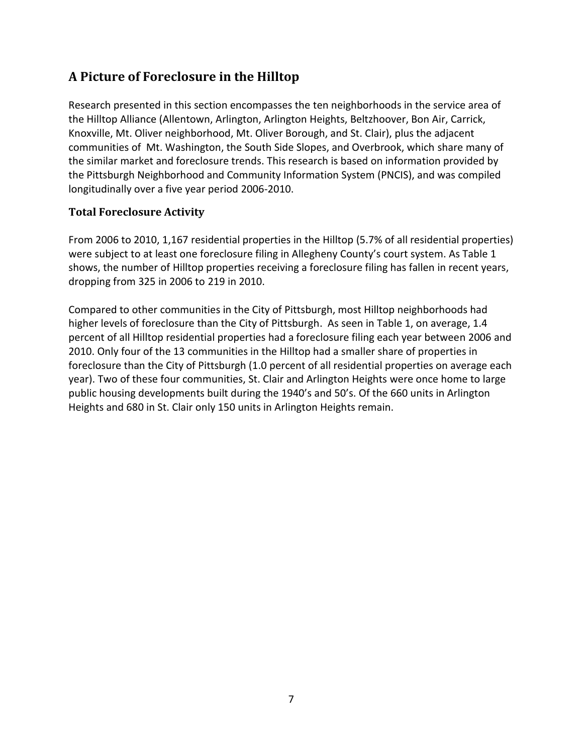## A Picture of Foreclosure in the Hilltop

Research presented in this section encompasses the ten neighborhoods in the service area of the Hilltop Alliance (Allentown, Arlington, Arlington Heights, Beltzhoover, Bon Air, Carrick, Knoxville, Mt. Oliver neighborhood, Mt. Oliver Borough, and St. Clair), plus the adjacent communities of Mt. Washington, the South Side Slopes, and Overbrook, which share many of the similar market and foreclosure trends. This research is based on information provided by the Pittsburgh Neighborhood and Community Information System (PNCIS), and was compiled longitudinally over a five year period 2006-2010.

### Total Foreclosure Activity

From 2006 to 2010, 1,167 residential properties in the Hilltop (5.7% of all residential properties) were subject to at least one foreclosure filing in Allegheny County's court system. As Table 1 shows, the number of Hilltop properties receiving a foreclosure filing has fallen in recent years, dropping from 325 in 2006 to 219 in 2010.

Compared to other communities in the City of Pittsburgh, most Hilltop neighborhoods had higher levels of foreclosure than the City of Pittsburgh. As seen in Table 1, on average, 1.4 percent of all Hilltop residential properties had a foreclosure filing each year between 2006 and 2010. Only four of the 13 communities in the Hilltop had a smaller share of properties in foreclosure than the City of Pittsburgh (1.0 percent of all residential properties on average each year). Two of these four communities, St. Clair and Arlington Heights were once home to large public housing developments built during the 1940's and 50's. Of the 660 units in Arlington Heights and 680 in St. Clair only 150 units in Arlington Heights remain.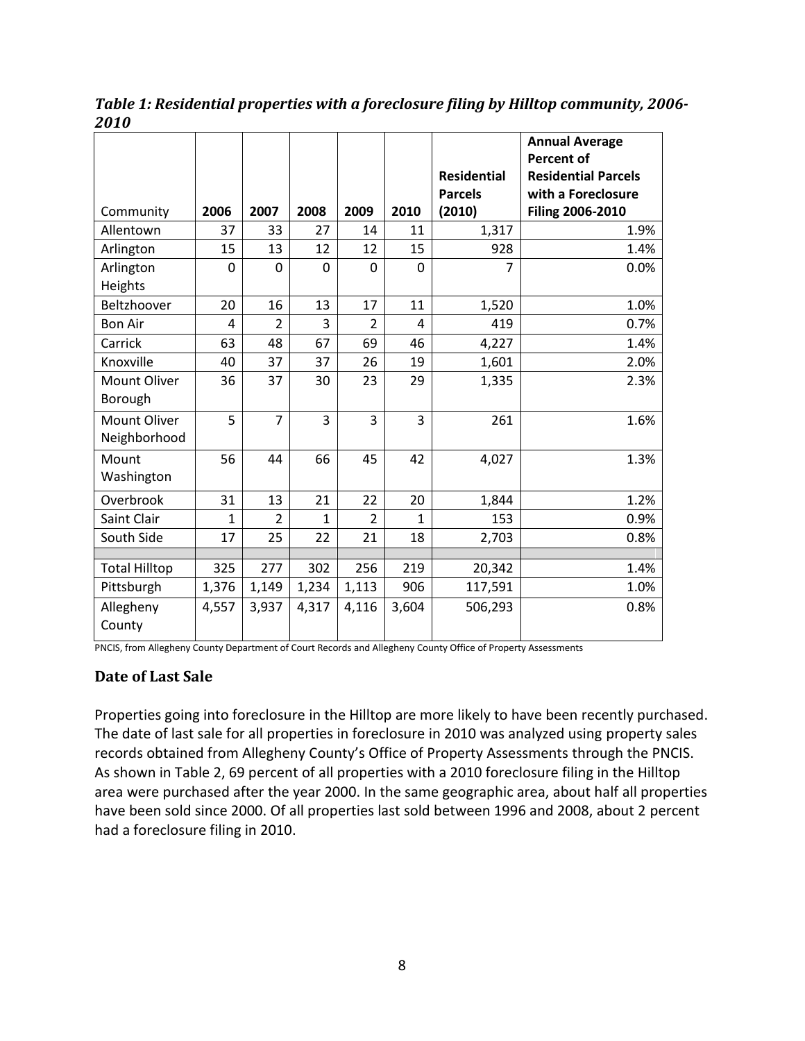***Table 1: Residential properties with a foreclosure filing by Hilltop community, 2006-2010***

| Community | 2006 | 2007 | 2008 | 2009 | 2010 | Residential Parcels (2010) | Annual Average Percent of Residential Parcels with a Foreclosure Filing 2006-2010 |
|---|---|---|---|---|---|---|---|
| Allentown | 37 | 33 | 27 | 14 | 11 | 1,317 | 1.9% |
| Arlington | 15 | 13 | 12 | 12 | 15 | 928 | 1.4% |
| Arlington Heights | 0 | 0 | 0 | 0 | 0 | 7 | 0.0% |
| Beltzhoover | 20 | 16 | 13 | 17 | 11 | 1,520 | 1.0% |
| Bon Air | 4 | 2 | 3 | 2 | 4 | 419 | 0.7% |
| Carrick | 63 | 48 | 67 | 69 | 46 | 4,227 | 1.4% |
| Knoxville | 40 | 37 | 37 | 26 | 19 | 1,601 | 2.0% |
| Mount Oliver Borough | 36 | 37 | 30 | 23 | 29 | 1,335 | 2.3% |
| Mount Oliver Neighborhood | 5 | 7 | 3 | 3 | 3 | 261 | 1.6% |
| Mount Washington | 56 | 44 | 66 | 45 | 42 | 4,027 | 1.3% |
| Overbrook | 31 | 13 | 21 | 22 | 20 | 1,844 | 1.2% |
| Saint Clair | 1 | 2 | 1 | 2 | 1 | 153 | 0.9% |
| South Side | 17 | 25 | 22 | 21 | 18 | 2,703 | 0.8% |
| | | | | | | | |
| Total Hilltop | 325 | 277 | 302 | 256 | 219 | 20,342 | 1.4% |
| Pittsburgh | 1,376 | 1,149 | 1,234 | 1,113 | 906 | 117,591 | 1.0% |
| Allegheny County | 4,557 | 3,937 | 4,317 | 4,116 | 3,604 | 506,293 | 0.8% |

PNCIS, from Allegheny County Department of Court Records and Allegheny County Office of Property Assessments

### Date of Last Sale

Properties going into foreclosure in the Hilltop are more likely to have been recently purchased. The date of last sale for all properties in foreclosure in 2010 was analyzed using property sales records obtained from Allegheny County's Office of Property Assessments through the PNCIS. As shown in Table 2, 69 percent of all properties with a 2010 foreclosure filing in the Hilltop area were purchased after the year 2000. In the same geographic area, about half all properties have been sold since 2000. Of all properties last sold between 1996 and 2008, about 2 percent had a foreclosure filing in 2010.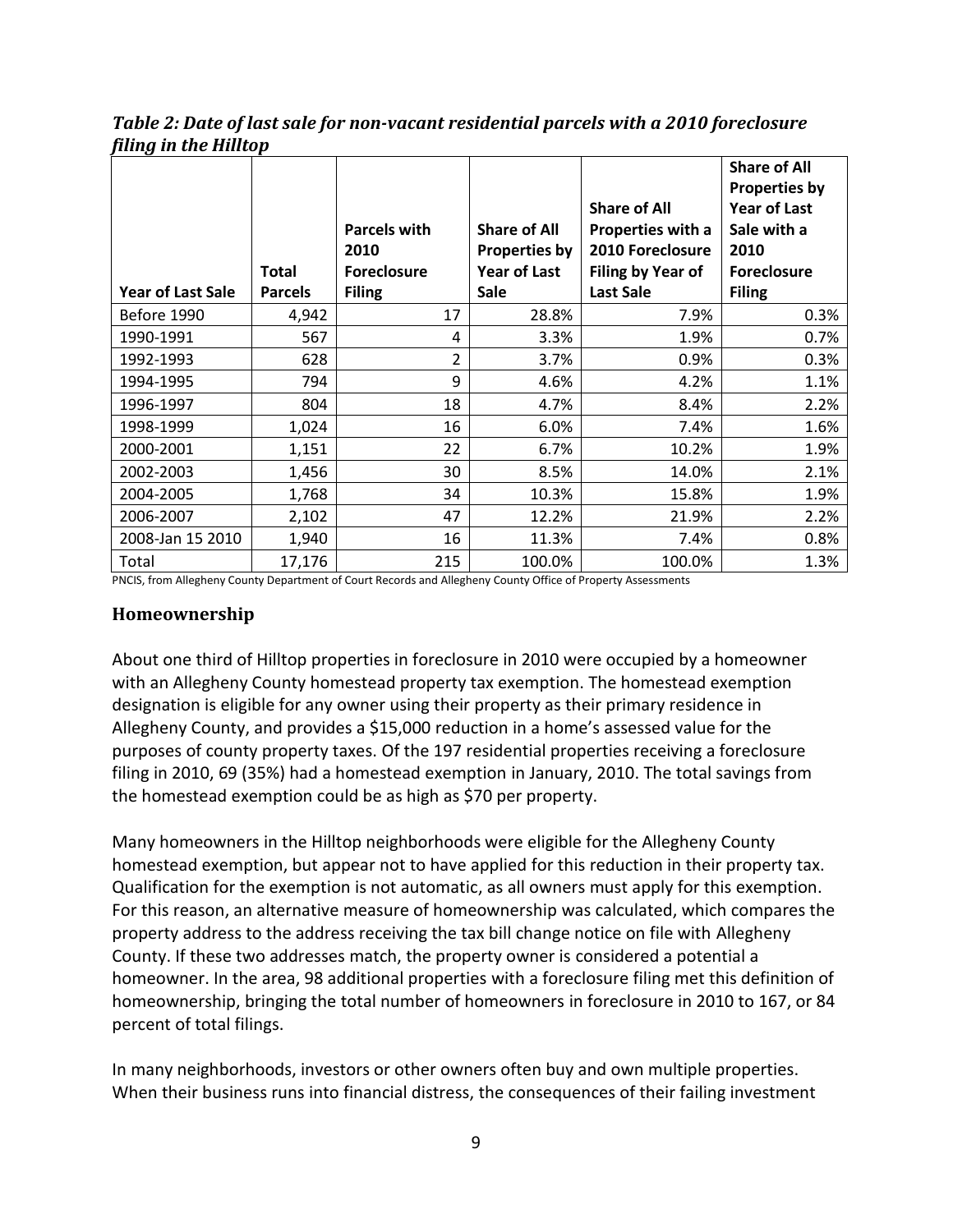***Table 2: Date of last sale for non-vacant residential parcels with a 2010 foreclosure filing in the Hilltop***

| Year of Last Sale | Total Parcels | Parcels with 2010 Foreclosure Filing | Share of All Properties by Year of Last Sale | Share of All Properties with a 2010 Foreclosure Filing by Year of Last Sale | Share of All Properties by Year of Last Sale with a 2010 Foreclosure Filing |
|---|---|---|---|---|---|
| Before 1990 | 4,942 | 17 | 28.8% | 7.9% | 0.3% |
| 1990-1991 | 567 | 4 | 3.3% | 1.9% | 0.7% |
| 1992-1993 | 628 | 2 | 3.7% | 0.9% | 0.3% |
| 1994-1995 | 794 | 9 | 4.6% | 4.2% | 1.1% |
| 1996-1997 | 804 | 18 | 4.7% | 8.4% | 2.2% |
| 1998-1999 | 1,024 | 16 | 6.0% | 7.4% | 1.6% |
| 2000-2001 | 1,151 | 22 | 6.7% | 10.2% | 1.9% |
| 2002-2003 | 1,456 | 30 | 8.5% | 14.0% | 2.1% |
| 2004-2005 | 1,768 | 34 | 10.3% | 15.8% | 1.9% |
| 2006-2007 | 2,102 | 47 | 12.2% | 21.9% | 2.2% |
| 2008-Jan 15 2010 | 1,940 | 16 | 11.3% | 7.4% | 0.8% |
| Total | 17,176 | 215 | 100.0% | 100.0% | 1.3% |

PNCIS, from Allegheny County Department of Court Records and Allegheny County Office of Property Assessments

## Homeownership

About one third of Hilltop properties in foreclosure in 2010 were occupied by a homeowner with an Allegheny County homestead property tax exemption. The homestead exemption designation is eligible for any owner using their property as their primary residence in Allegheny County, and provides a $15,000 reduction in a home's assessed value for the purposes of county property taxes. Of the 197 residential properties receiving a foreclosure filing in 2010, 69 (35%) had a homestead exemption in January, 2010. The total savings from the homestead exemption could be as high as $70 per property.

Many homeowners in the Hilltop neighborhoods were eligible for the Allegheny County homestead exemption, but appear not to have applied for this reduction in their property tax. Qualification for the exemption is not automatic, as all owners must apply for this exemption. For this reason, an alternative measure of homeownership was calculated, which compares the property address to the address receiving the tax bill change notice on file with Allegheny County. If these two addresses match, the property owner is considered a potential a homeowner. In the area, 98 additional properties with a foreclosure filing met this definition of homeownership, bringing the total number of homeowners in foreclosure in 2010 to 167, or 84 percent of total filings.

In many neighborhoods, investors or other owners often buy and own multiple properties. When their business runs into financial distress, the consequences of their failing investment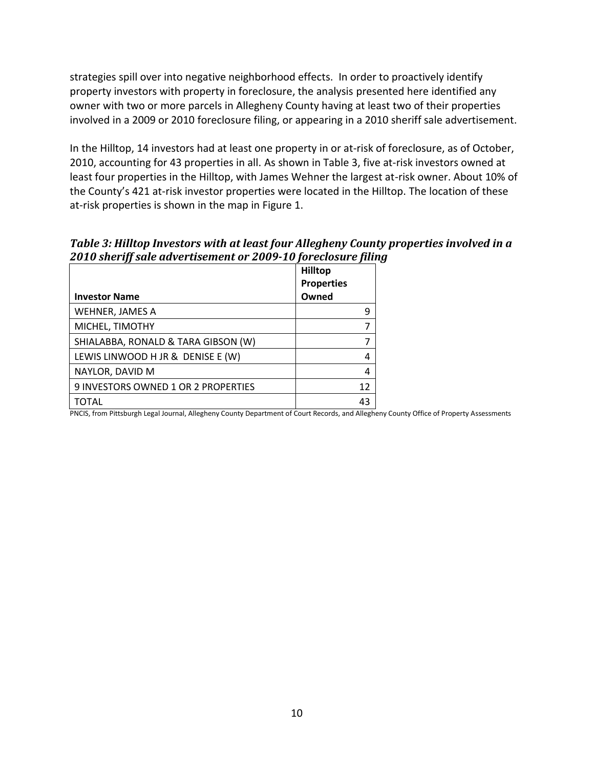strategies spill over into negative neighborhood effects. In order to proactively identify property investors with property in foreclosure, the analysis presented here identified any owner with two or more parcels in Allegheny County having at least two of their properties involved in a 2009 or 2010 foreclosure filing, or appearing in a 2010 sheriff sale advertisement.

In the Hilltop, 14 investors had at least one property in or at-risk of foreclosure, as of October, 2010, accounting for 43 properties in all. As shown in Table 3, five at-risk investors owned at least four properties in the Hilltop, with James Wehner the largest at-risk owner. About 10% of the County's 421 at-risk investor properties were located in the Hilltop. The location of these at-risk properties is shown in the map in Figure 1.

***Table 3: Hilltop Investors with at least four Allegheny County properties involved in a 2010 sheriff sale advertisement or 2009-10 foreclosure filing***

| Investor Name | Hilltop Properties Owned |
|---|---|
| WEHNER, JAMES A | 9 |
| MICHEL, TIMOTHY | 7 |
| SHIALABBA, RONALD & TARA GIBSON (W) | 7 |
| LEWIS LINWOOD H JR & DENISE E (W) | 4 |
| NAYLOR, DAVID M | 4 |
| 9 INVESTORS OWNED 1 OR 2 PROPERTIES | 12 |
| TOTAL | 43 |

PNCIS, from Pittsburgh Legal Journal, Allegheny County Department of Court Records, and Allegheny County Office of Property Assessments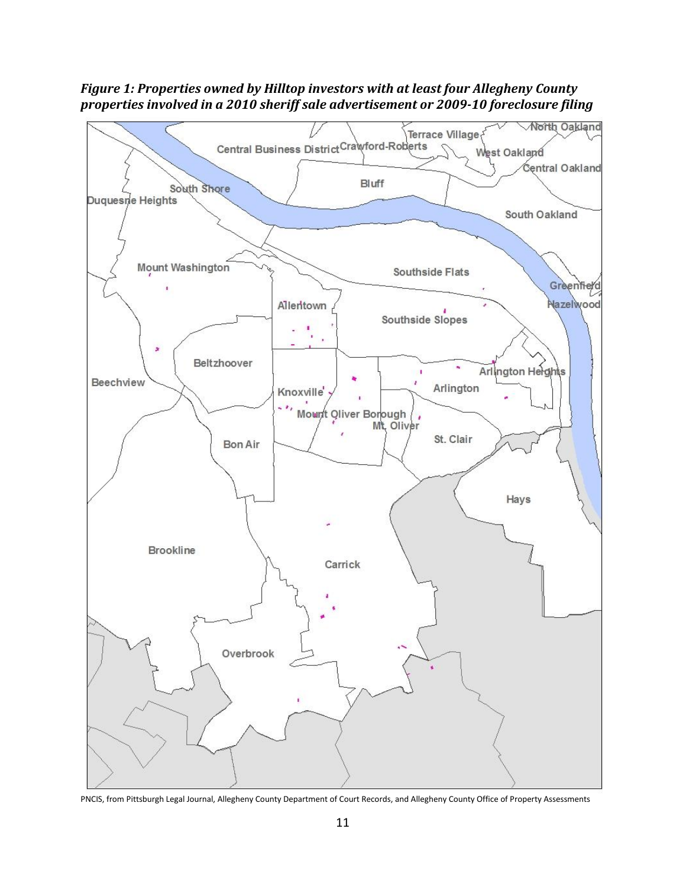***Figure 1: Properties owned by Hilltop investors with at least four Allegheny County properties involved in a 2010 sheriff sale advertisement or 2009-10 foreclosure filing***

PNCIS, from Pittsburgh Legal Journal, Allegheny County Department of Court Records, and Allegheny County Office of Property Assessments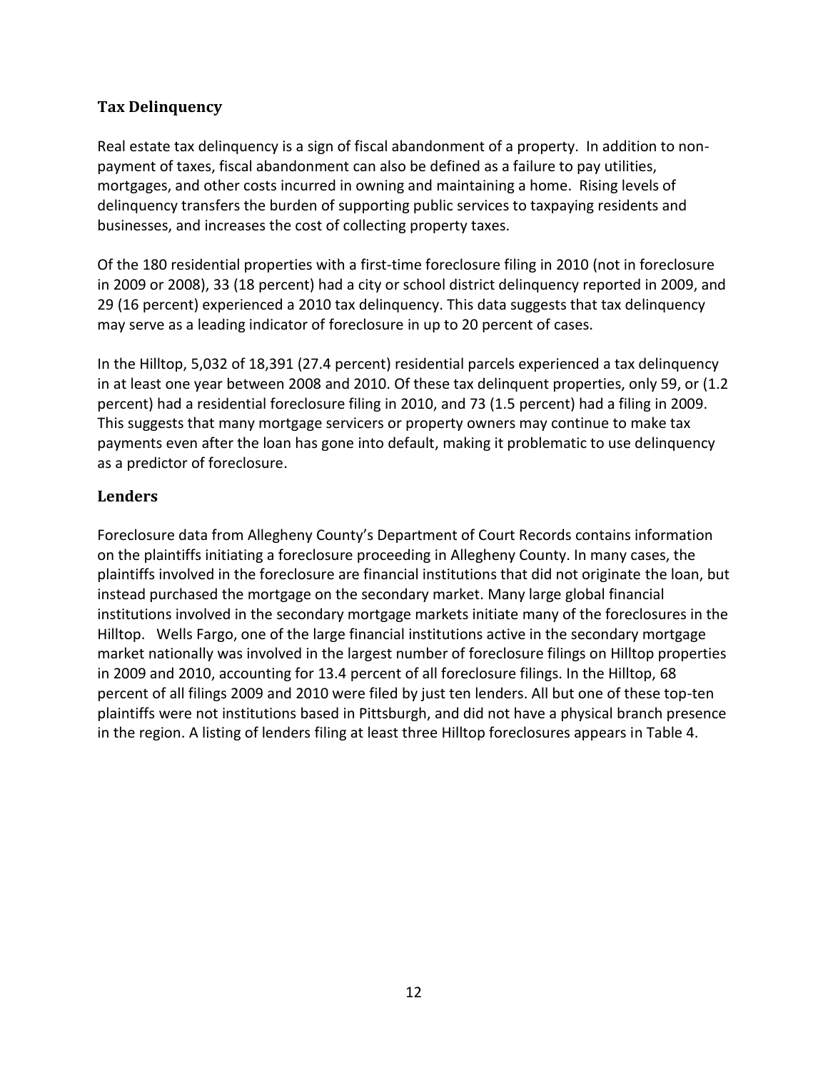## Tax Delinquency

Real estate tax delinquency is a sign of fiscal abandonment of a property. In addition to non-payment of taxes, fiscal abandonment can also be defined as a failure to pay utilities, mortgages, and other costs incurred in owning and maintaining a home. Rising levels of delinquency transfers the burden of supporting public services to taxpaying residents and businesses, and increases the cost of collecting property taxes.

Of the 180 residential properties with a first-time foreclosure filing in 2010 (not in foreclosure in 2009 or 2008), 33 (18 percent) had a city or school district delinquency reported in 2009, and 29 (16 percent) experienced a 2010 tax delinquency. This data suggests that tax delinquency may serve as a leading indicator of foreclosure in up to 20 percent of cases.

In the Hilltop, 5,032 of 18,391 (27.4 percent) residential parcels experienced a tax delinquency in at least one year between 2008 and 2010. Of these tax delinquent properties, only 59, or (1.2 percent) had a residential foreclosure filing in 2010, and 73 (1.5 percent) had a filing in 2009. This suggests that many mortgage servicers or property owners may continue to make tax payments even after the loan has gone into default, making it problematic to use delinquency as a predictor of foreclosure.

## Lenders

Foreclosure data from Allegheny County's Department of Court Records contains information on the plaintiffs initiating a foreclosure proceeding in Allegheny County. In many cases, the plaintiffs involved in the foreclosure are financial institutions that did not originate the loan, but instead purchased the mortgage on the secondary market. Many large global financial institutions involved in the secondary mortgage markets initiate many of the foreclosures in the Hilltop. Wells Fargo, one of the large financial institutions active in the secondary mortgage market nationally was involved in the largest number of foreclosure filings on Hilltop properties in 2009 and 2010, accounting for 13.4 percent of all foreclosure filings. In the Hilltop, 68 percent of all filings 2009 and 2010 were filed by just ten lenders. All but one of these top-ten plaintiffs were not institutions based in Pittsburgh, and did not have a physical branch presence in the region. A listing of lenders filing at least three Hilltop foreclosures appears in Table 4.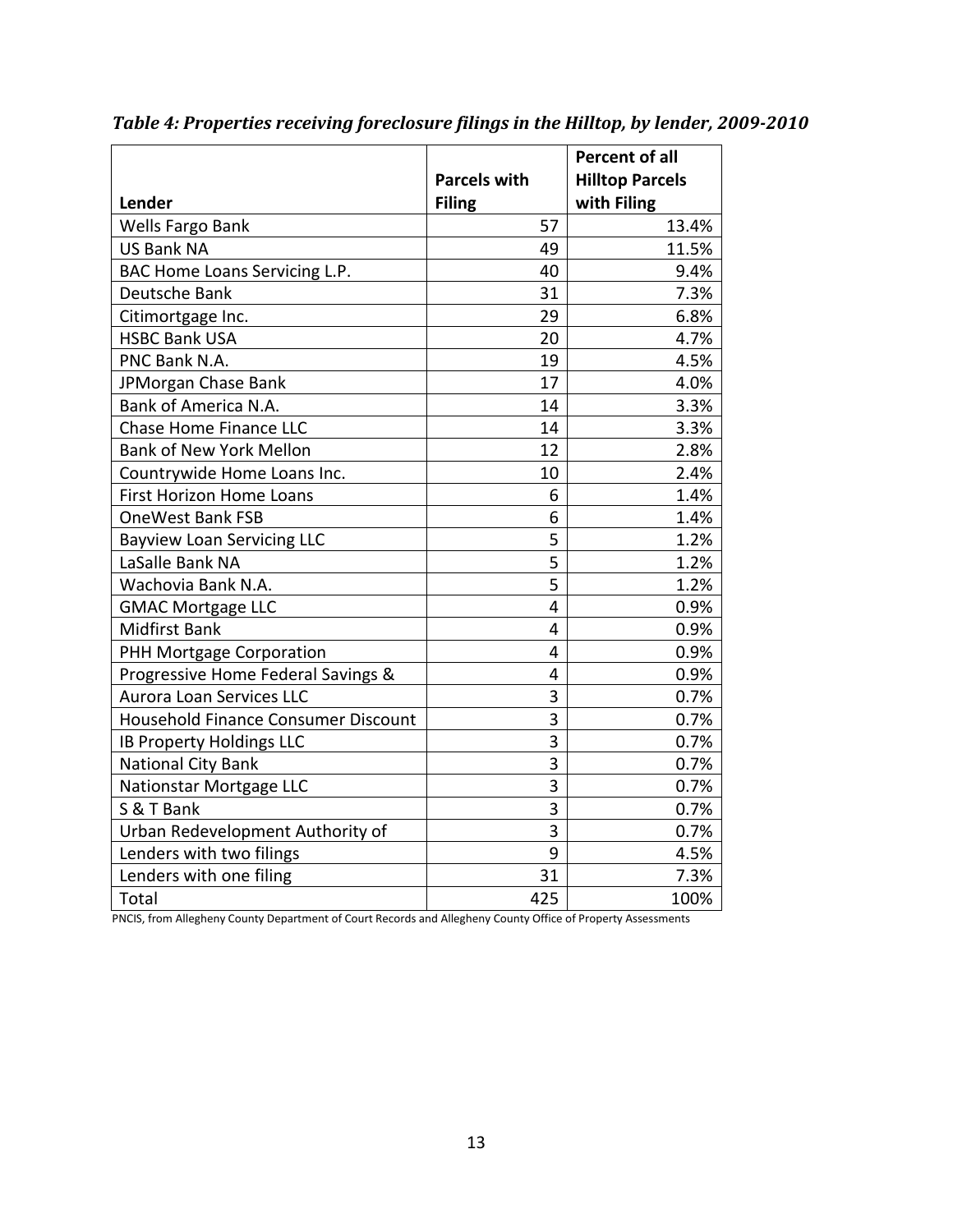***Table 4: Properties receiving foreclosure filings in the Hilltop, by lender, 2009-2010***

| Lender | Parcels with Filing | Percent of all Hilltop Parcels with Filing |
|---|---|---|
| Wells Fargo Bank | 57 | 13.4% |
| US Bank NA | 49 | 11.5% |
| BAC Home Loans Servicing L.P. | 40 | 9.4% |
| Deutsche Bank | 31 | 7.3% |
| Citimortgage Inc. | 29 | 6.8% |
| HSBC Bank USA | 20 | 4.7% |
| PNC Bank N.A. | 19 | 4.5% |
| JPMorgan Chase Bank | 17 | 4.0% |
| Bank of America N.A. | 14 | 3.3% |
| Chase Home Finance LLC | 14 | 3.3% |
| Bank of New York Mellon | 12 | 2.8% |
| Countrywide Home Loans Inc. | 10 | 2.4% |
| First Horizon Home Loans | 6 | 1.4% |
| OneWest Bank FSB | 6 | 1.4% |
| Bayview Loan Servicing LLC | 5 | 1.2% |
| LaSalle Bank NA | 5 | 1.2% |
| Wachovia Bank N.A. | 5 | 1.2% |
| GMAC Mortgage LLC | 4 | 0.9% |
| Midfirst Bank | 4 | 0.9% |
| PHH Mortgage Corporation | 4 | 0.9% |
| Progressive Home Federal Savings & | 4 | 0.9% |
| Aurora Loan Services LLC | 3 | 0.7% |
| Household Finance Consumer Discount | 3 | 0.7% |
| IB Property Holdings LLC | 3 | 0.7% |
| National City Bank | 3 | 0.7% |
| Nationstar Mortgage LLC | 3 | 0.7% |
| S & T Bank | 3 | 0.7% |
| Urban Redevelopment Authority of | 3 | 0.7% |
| Lenders with two filings | 9 | 4.5% |
| Lenders with one filing | 31 | 7.3% |
| Total | 425 | 100% |

PNCIS, from Allegheny County Department of Court Records and Allegheny County Office of Property Assessments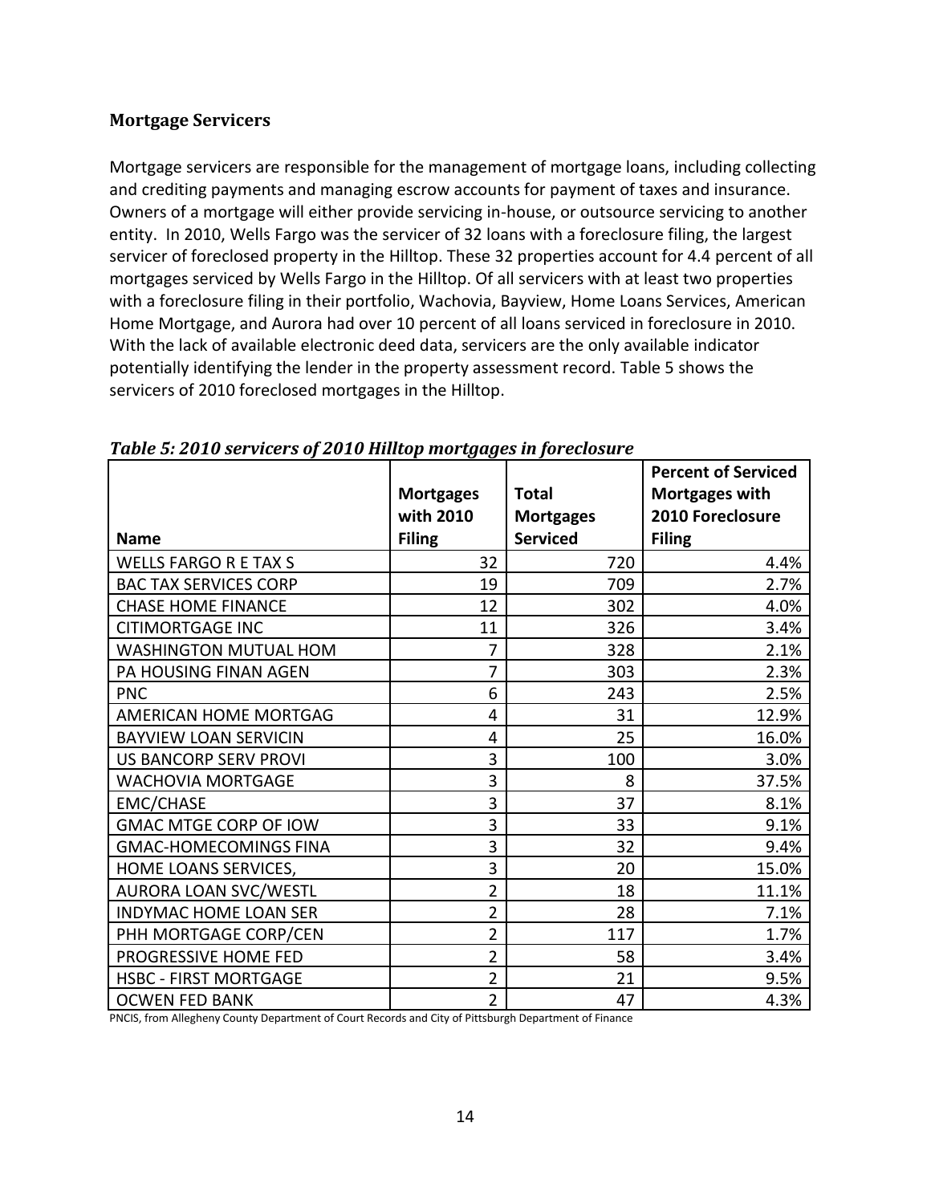### Mortgage Servicers

Mortgage servicers are responsible for the management of mortgage loans, including collecting and crediting payments and managing escrow accounts for payment of taxes and insurance. Owners of a mortgage will either provide servicing in-house, or outsource servicing to another entity. In 2010, Wells Fargo was the servicer of 32 loans with a foreclosure filing, the largest servicer of foreclosed property in the Hilltop. These 32 properties account for 4.4 percent of all mortgages serviced by Wells Fargo in the Hilltop. Of all servicers with at least two properties with a foreclosure filing in their portfolio, Wachovia, Bayview, Home Loans Services, American Home Mortgage, and Aurora had over 10 percent of all loans serviced in foreclosure in 2010. With the lack of available electronic deed data, servicers are the only available indicator potentially identifying the lender in the property assessment record. Table 5 shows the servicers of 2010 foreclosed mortgages in the Hilltop.

***Table 5: 2010 servicers of 2010 Hilltop mortgages in foreclosure***

| Name | Mortgages with 2010 Filing | Total Mortgages Serviced | Percent of Serviced Mortgages with 2010 Foreclosure Filing |
|---|---|---|---|
| WELLS FARGO R E TAX S | 32 | 720 | 4.4% |
| BAC TAX SERVICES CORP | 19 | 709 | 2.7% |
| CHASE HOME FINANCE | 12 | 302 | 4.0% |
| CITIMORTGAGE INC | 11 | 326 | 3.4% |
| WASHINGTON MUTUAL HOM | 7 | 328 | 2.1% |
| PA HOUSING FINAN AGEN | 7 | 303 | 2.3% |
| PNC | 6 | 243 | 2.5% |
| AMERICAN HOME MORTGAG | 4 | 31 | 12.9% |
| BAYVIEW LOAN SERVICIN | 4 | 25 | 16.0% |
| US BANCORP SERV PROVI | 3 | 100 | 3.0% |
| WACHOVIA MORTGAGE | 3 | 8 | 37.5% |
| EMC/CHASE | 3 | 37 | 8.1% |
| GMAC MTGE CORP OF IOW | 3 | 33 | 9.1% |
| GMAC-HOMECOMINGS FINA | 3 | 32 | 9.4% |
| HOME LOANS SERVICES, | 3 | 20 | 15.0% |
| AURORA LOAN SVC/WESTL | 2 | 18 | 11.1% |
| INDYMAC HOME LOAN SER | 2 | 28 | 7.1% |
| PHH MORTGAGE CORP/CEN | 2 | 117 | 1.7% |
| PROGRESSIVE HOME FED | 2 | 58 | 3.4% |
| HSBC - FIRST MORTGAGE | 2 | 21 | 9.5% |
| OCWEN FED BANK | 2 | 47 | 4.3% |

PNCIS, from Allegheny County Department of Court Records and City of Pittsburgh Department of Finance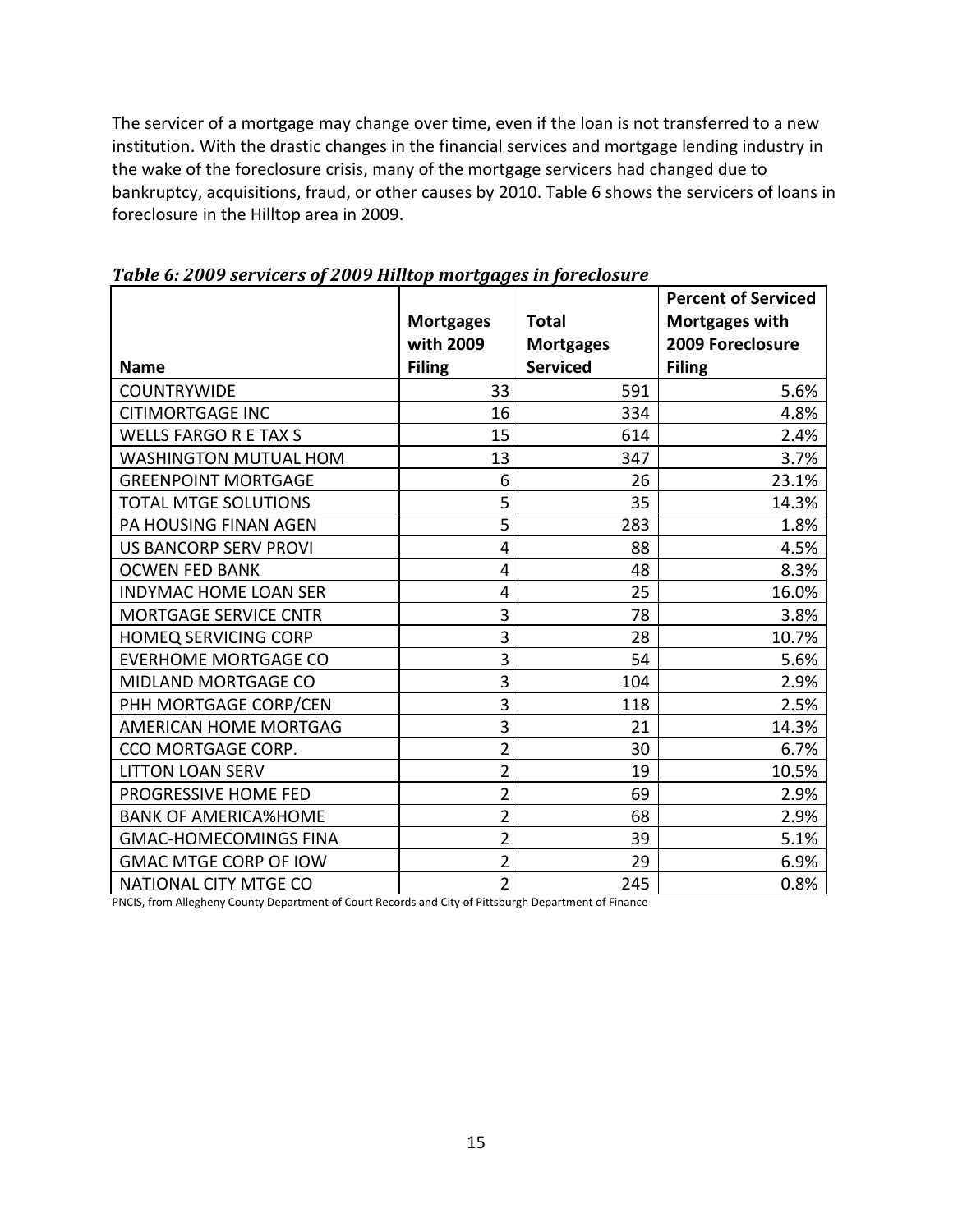The servicer of a mortgage may change over time, even if the loan is not transferred to a new institution. With the drastic changes in the financial services and mortgage lending industry in the wake of the foreclosure crisis, many of the mortgage servicers had changed due to bankruptcy, acquisitions, fraud, or other causes by 2010. Table 6 shows the servicers of loans in foreclosure in the Hilltop area in 2009.

***Table 6: 2009 servicers of 2009 Hilltop mortgages in foreclosure***

| Name | Mortgages with 2009 Filing | Total Mortgages Serviced | Percent of Serviced Mortgages with 2009 Foreclosure Filing |
|---|---|---|---|
| COUNTRYWIDE | 33 | 591 | 5.6% |
| CITIMORTGAGE INC | 16 | 334 | 4.8% |
| WELLS FARGO R E TAX S | 15 | 614 | 2.4% |
| WASHINGTON MUTUAL HOM | 13 | 347 | 3.7% |
| GREENPOINT MORTGAGE | 6 | 26 | 23.1% |
| TOTAL MTGE SOLUTIONS | 5 | 35 | 14.3% |
| PA HOUSING FINAN AGEN | 5 | 283 | 1.8% |
| US BANCORP SERV PROVI | 4 | 88 | 4.5% |
| OCWEN FED BANK | 4 | 48 | 8.3% |
| INDYMAC HOME LOAN SER | 4 | 25 | 16.0% |
| MORTGAGE SERVICE CNTR | 3 | 78 | 3.8% |
| HOMEQ SERVICING CORP | 3 | 28 | 10.7% |
| EVERHOME MORTGAGE CO | 3 | 54 | 5.6% |
| MIDLAND MORTGAGE CO | 3 | 104 | 2.9% |
| PHH MORTGAGE CORP/CEN | 3 | 118 | 2.5% |
| AMERICAN HOME MORTGAG | 3 | 21 | 14.3% |
| CCO MORTGAGE CORP. | 2 | 30 | 6.7% |
| LITTON LOAN SERV | 2 | 19 | 10.5% |
| PROGRESSIVE HOME FED | 2 | 69 | 2.9% |
| BANK OF AMERICA%HOME | 2 | 68 | 2.9% |
| GMAC-HOMECOMINGS FINA | 2 | 39 | 5.1% |
| GMAC MTGE CORP OF IOW | 2 | 29 | 6.9% |
| NATIONAL CITY MTGE CO | 2 | 245 | 0.8% |

PNCIS, from Allegheny County Department of Court Records and City of Pittsburgh Department of Finance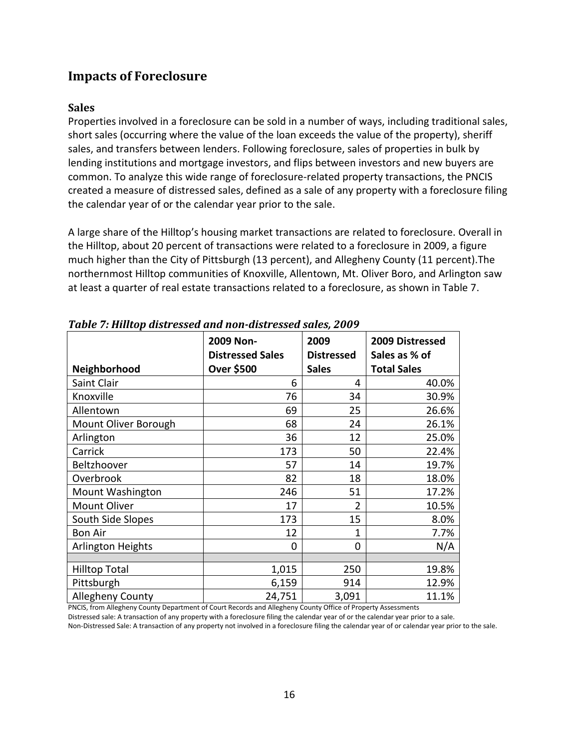## Impacts of Foreclosure

### Sales

Properties involved in a foreclosure can be sold in a number of ways, including traditional sales, short sales (occurring where the value of the loan exceeds the value of the property), sheriff sales, and transfers between lenders. Following foreclosure, sales of properties in bulk by lending institutions and mortgage investors, and flips between investors and new buyers are common. To analyze this wide range of foreclosure-related property transactions, the PNCIS created a measure of distressed sales, defined as a sale of any property with a foreclosure filing the calendar year of or the calendar year prior to the sale.

A large share of the Hilltop's housing market transactions are related to foreclosure. Overall in the Hilltop, about 20 percent of transactions were related to a foreclosure in 2009, a figure much higher than the City of Pittsburgh (13 percent), and Allegheny County (11 percent).The northernmost Hilltop communities of Knoxville, Allentown, Mt. Oliver Boro, and Arlington saw at least a quarter of real estate transactions related to a foreclosure, as shown in Table 7.

***Table 7: Hilltop distressed and non-distressed sales, 2009***

| Neighborhood | 2009 Non-Distressed Sales Over $500 | 2009 Distressed Sales | 2009 Distressed Sales as % of Total Sales |
|---|---|---|---|
| Saint Clair | 6 | 4 | 40.0% |
| Knoxville | 76 | 34 | 30.9% |
| Allentown | 69 | 25 | 26.6% |
| Mount Oliver Borough | 68 | 24 | 26.1% |
| Arlington | 36 | 12 | 25.0% |
| Carrick | 173 | 50 | 22.4% |
| Beltzhoover | 57 | 14 | 19.7% |
| Overbrook | 82 | 18 | 18.0% |
| Mount Washington | 246 | 51 | 17.2% |
| Mount Oliver | 17 | 2 | 10.5% |
| South Side Slopes | 173 | 15 | 8.0% |
| Bon Air | 12 | 1 | 7.7% |
| Arlington Heights | 0 | 0 | N/A |
| | | | |
| Hilltop Total | 1,015 | 250 | 19.8% |
| Pittsburgh | 6,159 | 914 | 12.9% |
| Allegheny County | 24,751 | 3,091 | 11.1% |

PNCIS, from Allegheny County Department of Court Records and Allegheny County Office of Property Assessments

Distressed sale: A transaction of any property with a foreclosure filing the calendar year of or the calendar year prior to a sale.

Non-Distressed Sale: A transaction of any property not involved in a foreclosure filing the calendar year of or calendar year prior to the sale.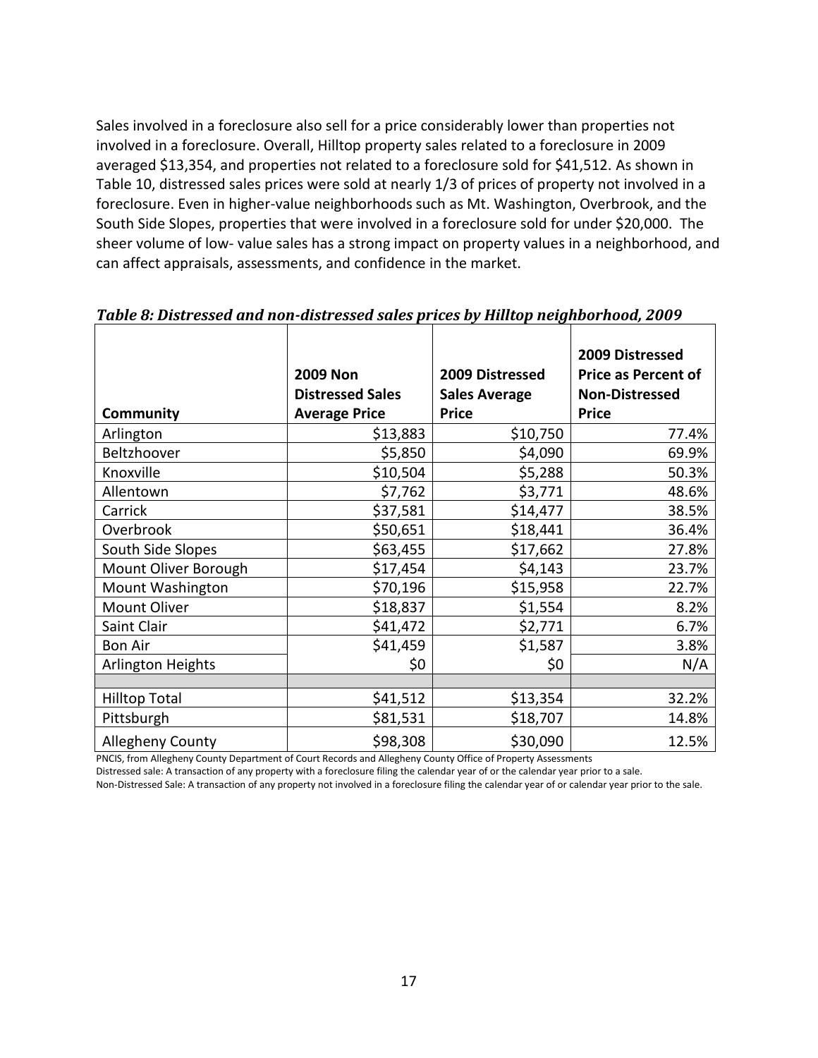Sales involved in a foreclosure also sell for a price considerably lower than properties not involved in a foreclosure. Overall, Hilltop property sales related to a foreclosure in 2009 averaged $13,354, and properties not related to a foreclosure sold for $41,512. As shown in Table 10, distressed sales prices were sold at nearly 1/3 of prices of property not involved in a foreclosure. Even in higher-value neighborhoods such as Mt. Washington, Overbrook, and the South Side Slopes, properties that were involved in a foreclosure sold for under $20,000. The sheer volume of low- value sales has a strong impact on property values in a neighborhood, and can affect appraisals, assessments, and confidence in the market.

***Table 8: Distressed and non-distressed sales prices by Hilltop neighborhood, 2009***

| Community | 2009 Non Distressed Sales Average Price | 2009 Distressed Sales Average Price | 2009 Distressed Price as Percent of Non-Distressed Price |
|---|---|---|---|
| Arlington | $13,883 | $10,750 | 77.4% |
| Beltzhoover | $5,850 | $4,090 | 69.9% |
| Knoxville | $10,504 | $5,288 | 50.3% |
| Allentown | $7,762 | $3,771 | 48.6% |
| Carrick | $37,581 | $14,477 | 38.5% |
| Overbrook | $50,651 | $18,441 | 36.4% |
| South Side Slopes | $63,455 | $17,662 | 27.8% |
| Mount Oliver Borough | $17,454 | $4,143 | 23.7% |
| Mount Washington | $70,196 | $15,958 | 22.7% |
| Mount Oliver | $18,837 | $1,554 | 8.2% |
| Saint Clair | $41,472 | $2,771 | 6.7% |
| Bon Air | $41,459 | $1,587 | 3.8% |
| Arlington Heights | $0 | $0 | N/A |
| | | | |
| Hilltop Total | $41,512 | $13,354 | 32.2% |
| Pittsburgh | $81,531 | $18,707 | 14.8% |
| Allegheny County | $98,308 | $30,090 | 12.5% |

PNCIS, from Allegheny County Department of Court Records and Allegheny County Office of Property Assessments

Distressed sale: A transaction of any property with a foreclosure filing the calendar year of or the calendar year prior to a sale.

Non-Distressed Sale: A transaction of any property not involved in a foreclosure filing the calendar year of or calendar year prior to the sale.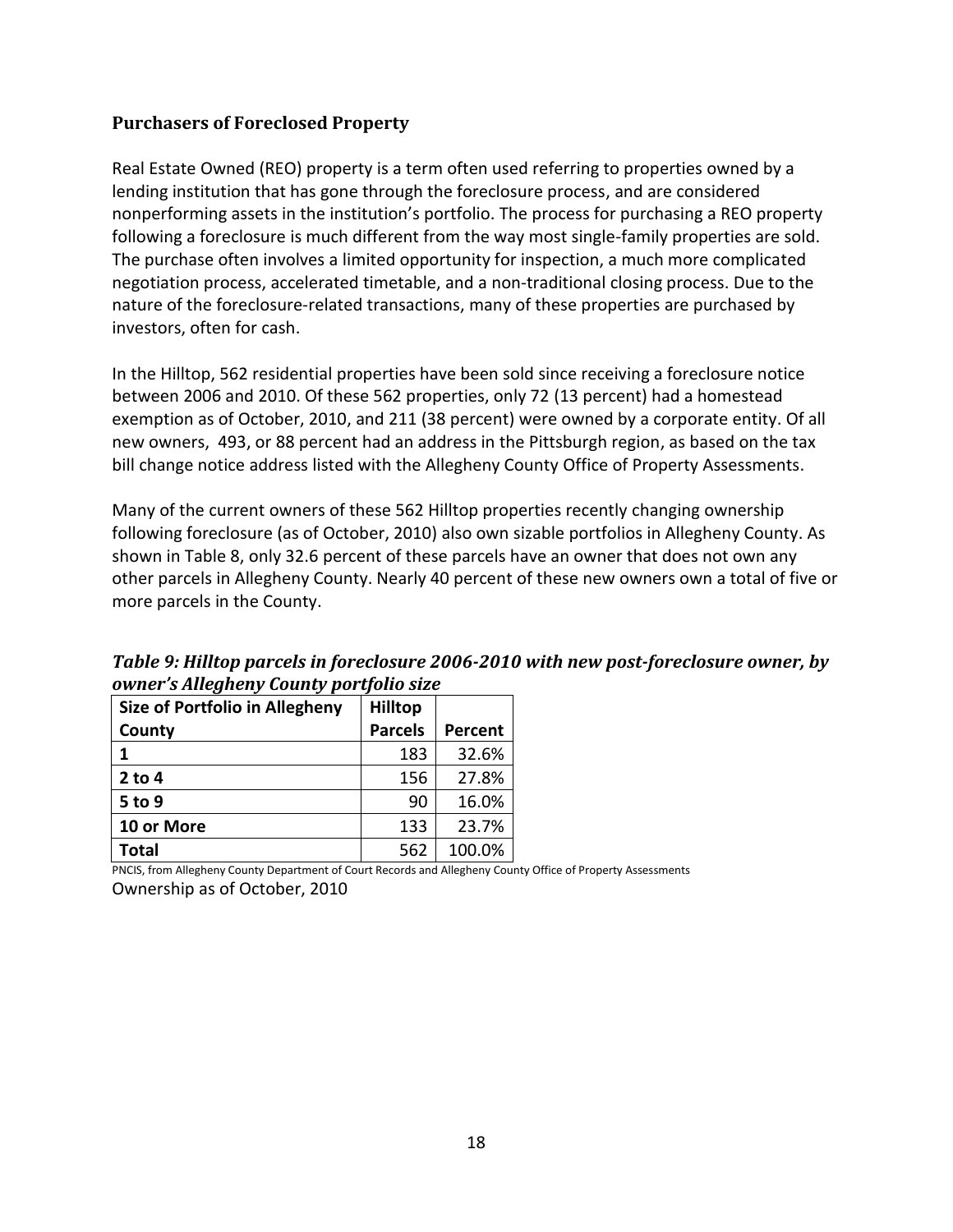## Purchasers of Foreclosed Property

Real Estate Owned (REO) property is a term often used referring to properties owned by a lending institution that has gone through the foreclosure process, and are considered nonperforming assets in the institution's portfolio. The process for purchasing a REO property following a foreclosure is much different from the way most single-family properties are sold. The purchase often involves a limited opportunity for inspection, a much more complicated negotiation process, accelerated timetable, and a non-traditional closing process. Due to the nature of the foreclosure-related transactions, many of these properties are purchased by investors, often for cash.

In the Hilltop, 562 residential properties have been sold since receiving a foreclosure notice between 2006 and 2010. Of these 562 properties, only 72 (13 percent) had a homestead exemption as of October, 2010, and 211 (38 percent) were owned by a corporate entity. Of all new owners, 493, or 88 percent had an address in the Pittsburgh region, as based on the tax bill change notice address listed with the Allegheny County Office of Property Assessments.

Many of the current owners of these 562 Hilltop properties recently changing ownership following foreclosure (as of October, 2010) also own sizable portfolios in Allegheny County. As shown in Table 8, only 32.6 percent of these parcels have an owner that does not own any other parcels in Allegheny County. Nearly 40 percent of these new owners own a total of five or more parcels in the County.

***Table 9: Hilltop parcels in foreclosure 2006-2010 with new post-foreclosure owner, by owner's Allegheny County portfolio size***

| Size of Portfolio in Allegheny County | Hilltop Parcels | Percent |
|---|---|---|
| **1** | 183 | 32.6% |
| **2 to 4** | 156 | 27.8% |
| **5 to 9** | 90 | 16.0% |
| **10 or More** | 133 | 23.7% |
| **Total** | 562 | 100.0% |

PNCIS, from Allegheny County Department of Court Records and Allegheny County Office of Property Assessments

Ownership as of October, 2010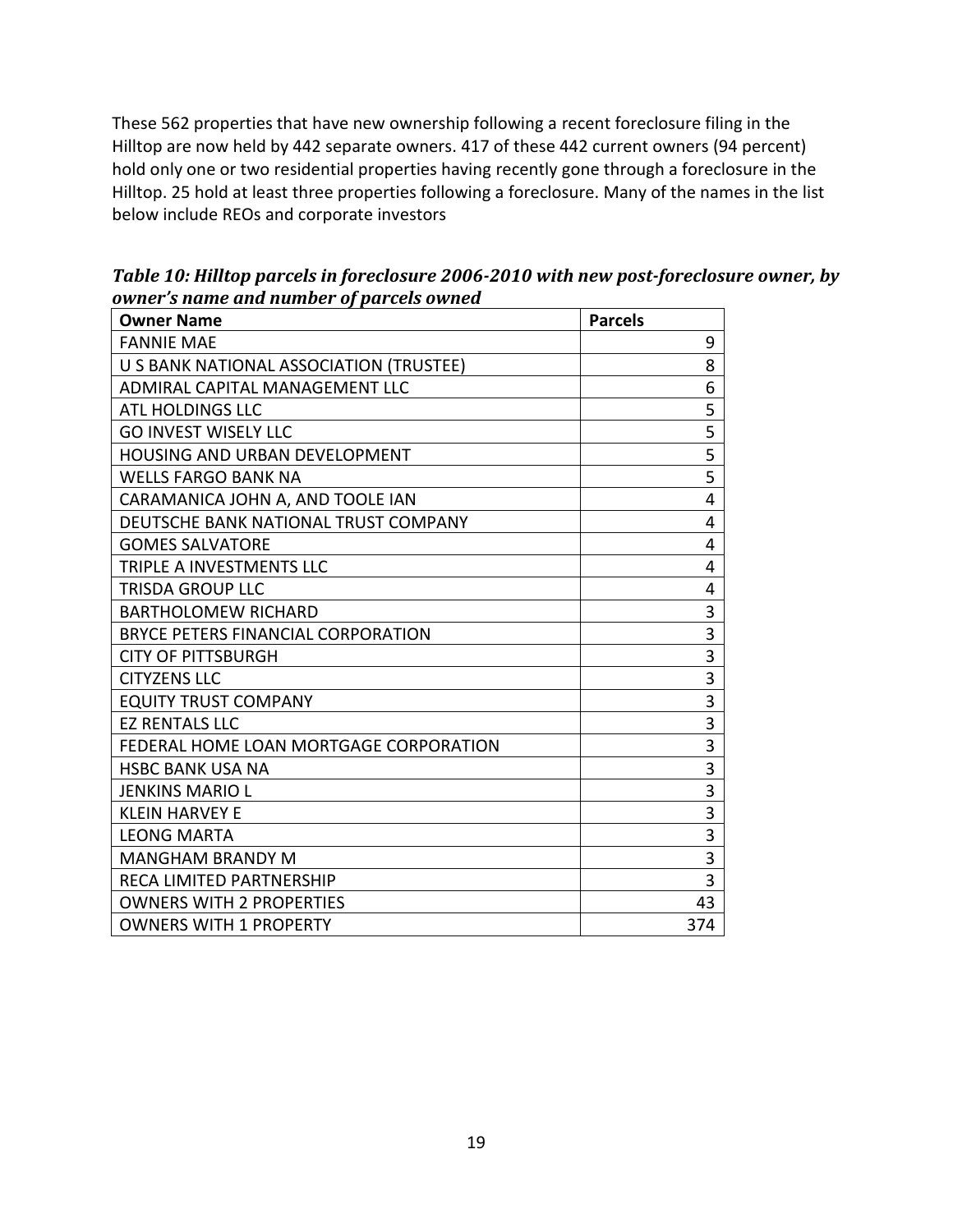These 562 properties that have new ownership following a recent foreclosure filing in the Hilltop are now held by 442 separate owners. 417 of these 442 current owners (94 percent) hold only one or two residential properties having recently gone through a foreclosure in the Hilltop. 25 hold at least three properties following a foreclosure. Many of the names in the list below include REOs and corporate investors

***Table 10: Hilltop parcels in foreclosure 2006-2010 with new post-foreclosure owner, by owner's name and number of parcels owned***

| Owner Name | Parcels |
|---|---|
| FANNIE MAE | 9 |
| U S BANK NATIONAL ASSOCIATION (TRUSTEE) | 8 |
| ADMIRAL CAPITAL MANAGEMENT LLC | 6 |
| ATL HOLDINGS LLC | 5 |
| GO INVEST WISELY LLC | 5 |
| HOUSING AND URBAN DEVELOPMENT | 5 |
| WELLS FARGO BANK NA | 5 |
| CARAMANICA JOHN A, AND TOOLE IAN | 4 |
| DEUTSCHE BANK NATIONAL TRUST COMPANY | 4 |
| GOMES SALVATORE | 4 |
| TRIPLE A INVESTMENTS LLC | 4 |
| TRISDA GROUP LLC | 4 |
| BARTHOLOMEW RICHARD | 3 |
| BRYCE PETERS FINANCIAL CORPORATION | 3 |
| CITY OF PITTSBURGH | 3 |
| CITYZENS LLC | 3 |
| EQUITY TRUST COMPANY | 3 |
| EZ RENTALS LLC | 3 |
| FEDERAL HOME LOAN MORTGAGE CORPORATION | 3 |
| HSBC BANK USA NA | 3 |
| JENKINS MARIO L | 3 |
| KLEIN HARVEY E | 3 |
| LEONG MARTA | 3 |
| MANGHAM BRANDY M | 3 |
| RECA LIMITED PARTNERSHIP | 3 |
| OWNERS WITH 2 PROPERTIES | 43 |
| OWNERS WITH 1 PROPERTY | 374 |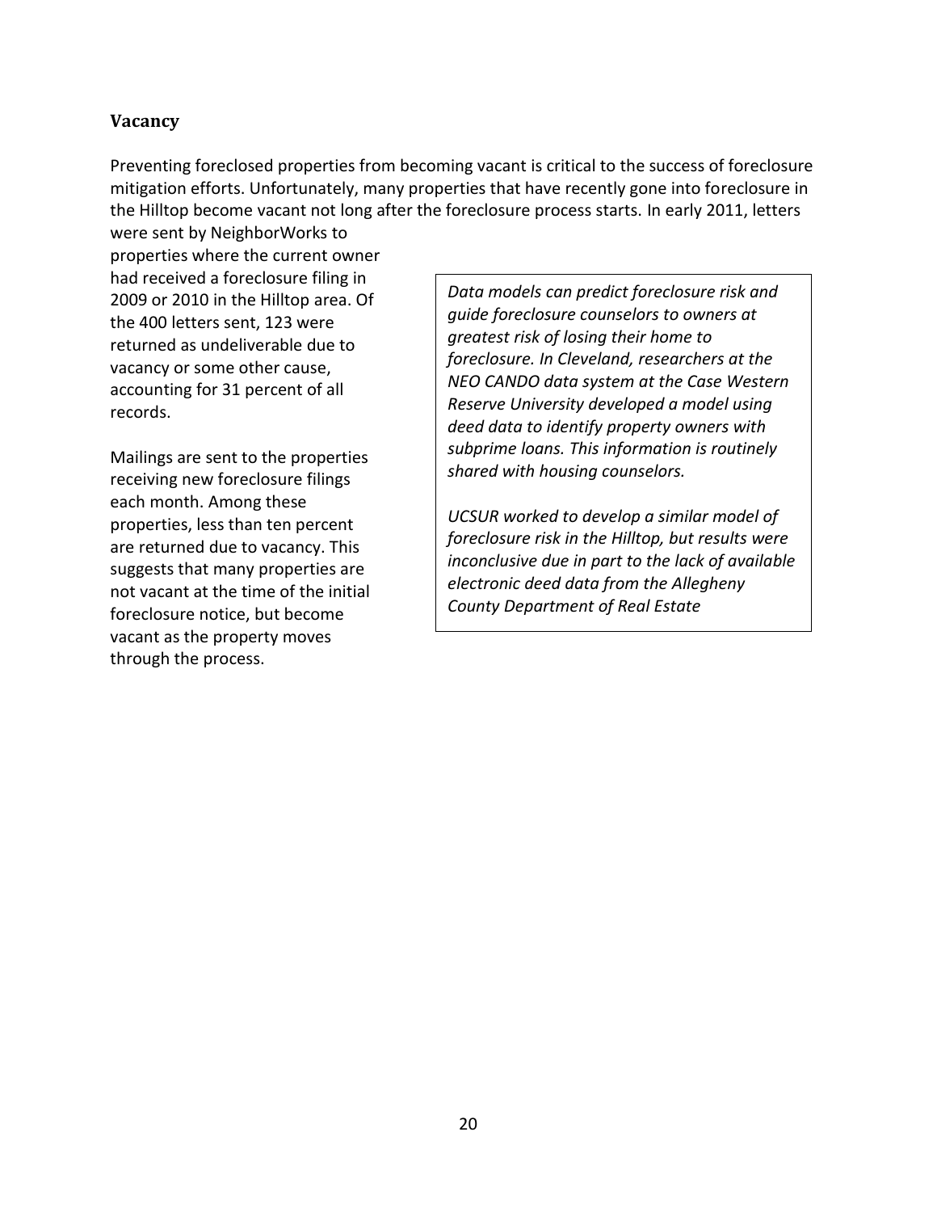### Vacancy

Preventing foreclosed properties from becoming vacant is critical to the success of foreclosure mitigation efforts. Unfortunately, many properties that have recently gone into foreclosure in the Hilltop become vacant not long after the foreclosure process starts. In early 2011, letters were sent by NeighborWorks to properties where the current owner had received a foreclosure filing in 2009 or 2010 in the Hilltop area. Of the 400 letters sent, 123 were returned as undeliverable due to vacancy or some other cause, accounting for 31 percent of all records.

Mailings are sent to the properties receiving new foreclosure filings each month. Among these properties, less than ten percent are returned due to vacancy. This suggests that many properties are not vacant at the time of the initial foreclosure notice, but become vacant as the property moves through the process.

*Data models can predict foreclosure risk and guide foreclosure counselors to owners at greatest risk of losing their home to foreclosure. In Cleveland, researchers at the NEO CANDO data system at the Case Western Reserve University developed a model using deed data to identify property owners with subprime loans. This information is routinely shared with housing counselors.*

*UCSUR worked to develop a similar model of foreclosure risk in the Hilltop, but results were inconclusive due in part to the lack of available electronic deed data from the Allegheny County Department of Real Estate*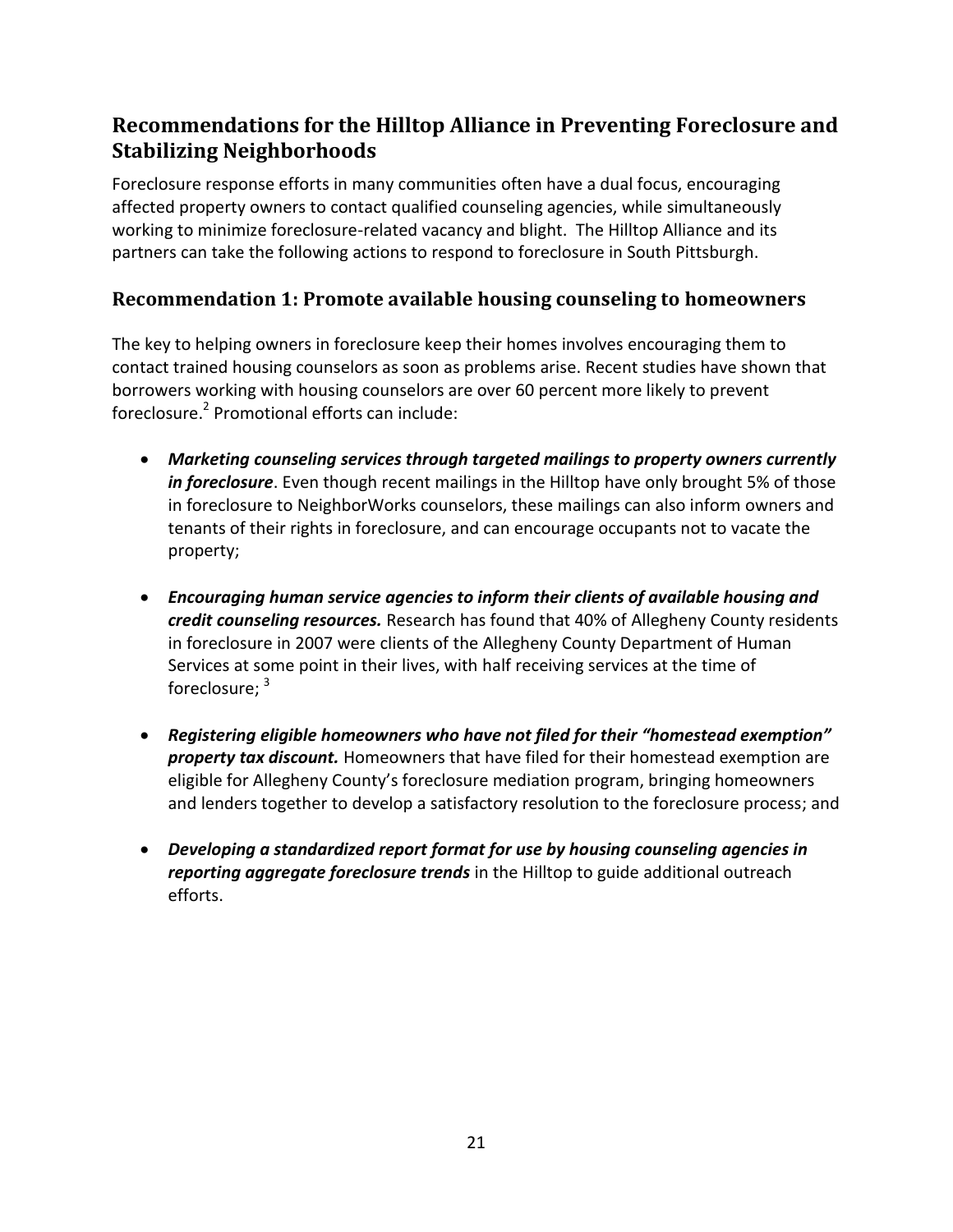## Recommendations for the Hilltop Alliance in Preventing Foreclosure and Stabilizing Neighborhoods

Foreclosure response efforts in many communities often have a dual focus, encouraging affected property owners to contact qualified counseling agencies, while simultaneously working to minimize foreclosure-related vacancy and blight. The Hilltop Alliance and its partners can take the following actions to respond to foreclosure in South Pittsburgh.

### Recommendation 1: Promote available housing counseling to homeowners

The key to helping owners in foreclosure keep their homes involves encouraging them to contact trained housing counselors as soon as problems arise. Recent studies have shown that borrowers working with housing counselors are over 60 percent more likely to prevent foreclosure.[2] Promotional efforts can include:

- ***Marketing counseling services through targeted mailings to property owners currently in foreclosure***. Even though recent mailings in the Hilltop have only brought 5% of those in foreclosure to NeighborWorks counselors, these mailings can also inform owners and tenants of their rights in foreclosure, and can encourage occupants not to vacate the property;
- ***Encouraging human service agencies to inform their clients of available housing and credit counseling resources.*** Research has found that 40% of Allegheny County residents in foreclosure in 2007 were clients of the Allegheny County Department of Human Services at some point in their lives, with half receiving services at the time of foreclosure; [3]
- ***Registering eligible homeowners who have not filed for their "homestead exemption" property tax discount.*** Homeowners that have filed for their homestead exemption are eligible for Allegheny County's foreclosure mediation program, bringing homeowners and lenders together to develop a satisfactory resolution to the foreclosure process; and
- ***Developing a standardized report format for use by housing counseling agencies in reporting aggregate foreclosure trends*** in the Hilltop to guide additional outreach efforts.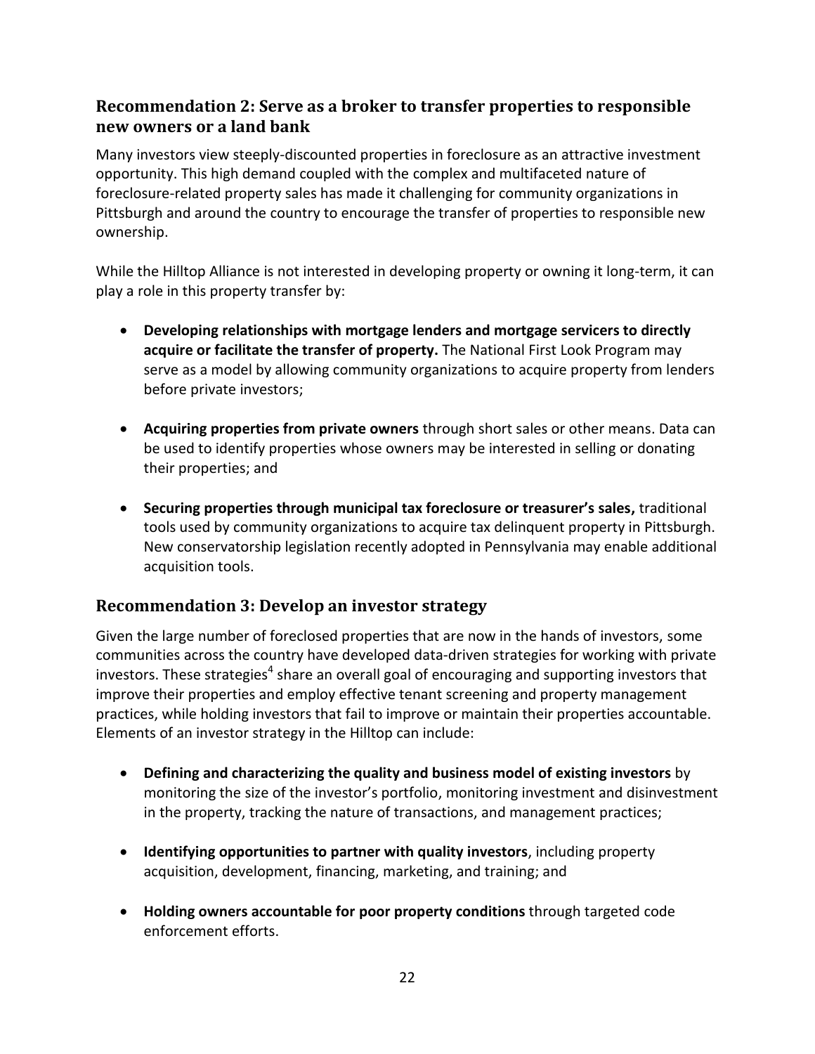## Recommendation 2: Serve as a broker to transfer properties to responsible new owners or a land bank

Many investors view steeply-discounted properties in foreclosure as an attractive investment opportunity. This high demand coupled with the complex and multifaceted nature of foreclosure-related property sales has made it challenging for community organizations in Pittsburgh and around the country to encourage the transfer of properties to responsible new ownership.

While the Hilltop Alliance is not interested in developing property or owning it long-term, it can play a role in this property transfer by:

- **Developing relationships with mortgage lenders and mortgage servicers to directly acquire or facilitate the transfer of property.** The National First Look Program may serve as a model by allowing community organizations to acquire property from lenders before private investors;
- **Acquiring properties from private owners** through short sales or other means. Data can be used to identify properties whose owners may be interested in selling or donating their properties; and
- **Securing properties through municipal tax foreclosure or treasurer's sales,** traditional tools used by community organizations to acquire tax delinquent property in Pittsburgh. New conservatorship legislation recently adopted in Pennsylvania may enable additional acquisition tools.

## Recommendation 3: Develop an investor strategy

Given the large number of foreclosed properties that are now in the hands of investors, some communities across the country have developed data-driven strategies for working with private investors. These strategies[4] share an overall goal of encouraging and supporting investors that improve their properties and employ effective tenant screening and property management practices, while holding investors that fail to improve or maintain their properties accountable. Elements of an investor strategy in the Hilltop can include:

- **Defining and characterizing the quality and business model of existing investors** by monitoring the size of the investor's portfolio, monitoring investment and disinvestment in the property, tracking the nature of transactions, and management practices;
- **Identifying opportunities to partner with quality investors**, including property acquisition, development, financing, marketing, and training; and
- **Holding owners accountable for poor property conditions** through targeted code enforcement efforts.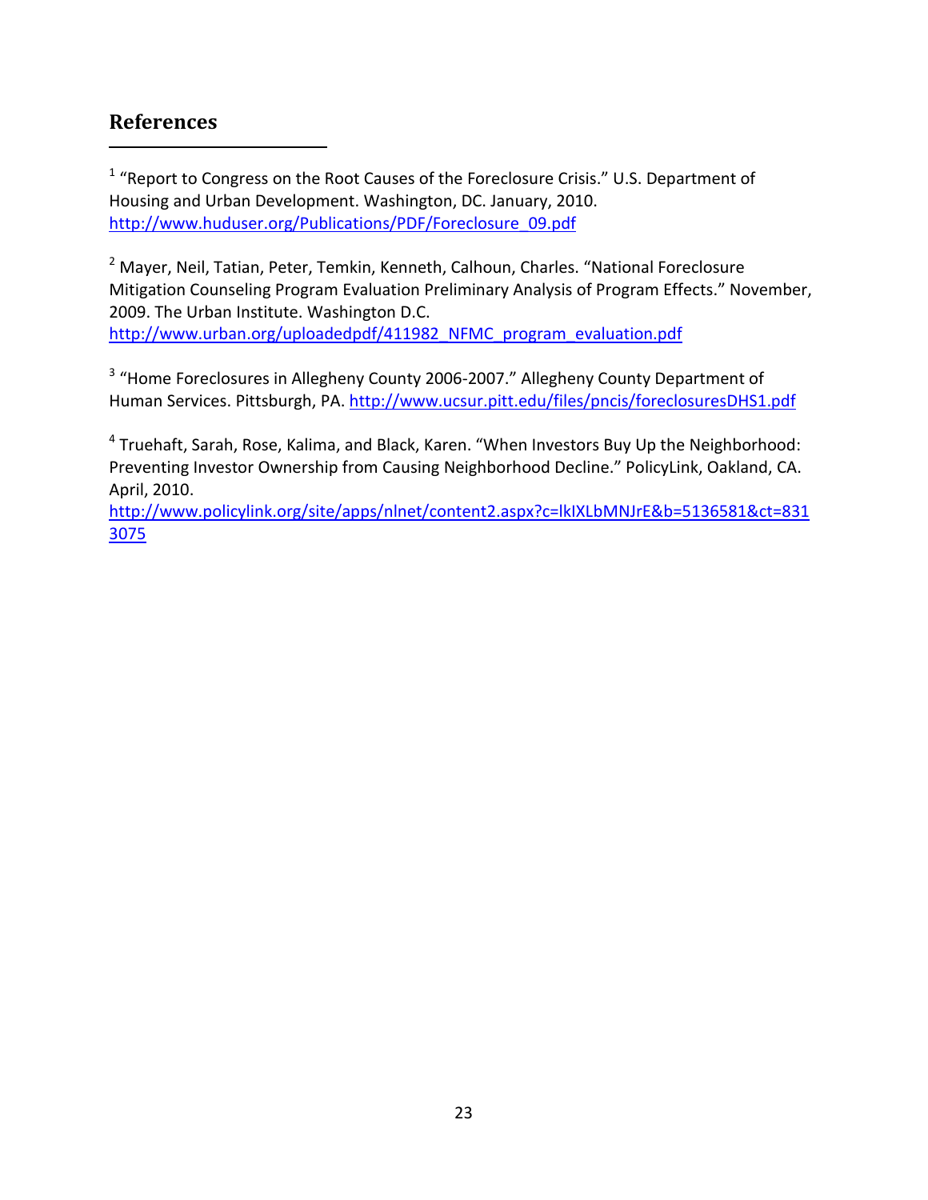## References

[1] "Report to Congress on the Root Causes of the Foreclosure Crisis." U.S. Department of Housing and Urban Development. Washington, DC. January, 2010. http://www.huduser.org/Publications/PDF/Foreclosure_09.pdf

[2] Mayer, Neil, Tatian, Peter, Temkin, Kenneth, Calhoun, Charles. "National Foreclosure Mitigation Counseling Program Evaluation Preliminary Analysis of Program Effects." November, 2009. The Urban Institute. Washington D.C. http://www.urban.org/uploadedpdf/411982_NFMC_program_evaluation.pdf

[3] "Home Foreclosures in Allegheny County 2006-2007." Allegheny County Department of Human Services. Pittsburgh, PA. http://www.ucsur.pitt.edu/files/pncis/foreclosuresDHS1.pdf

[4] Truehaft, Sarah, Rose, Kalima, and Black, Karen. "When Investors Buy Up the Neighborhood: Preventing Investor Ownership from Causing Neighborhood Decline." PolicyLink, Oakland, CA. April, 2010. http://www.policylink.org/site/apps/nlnet/content2.aspx?c=lkIXLbMNJrE&b=5136581&ct=8313075